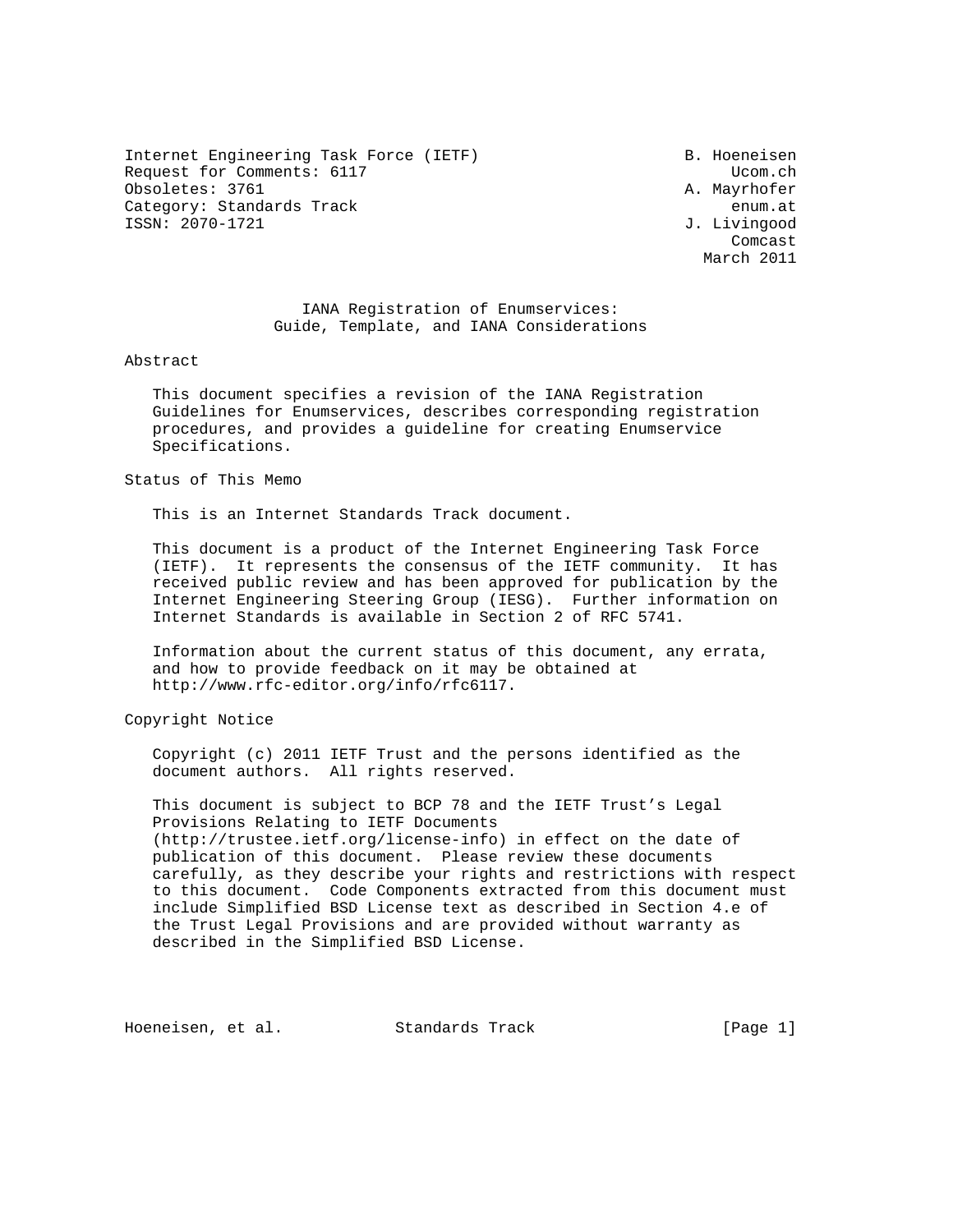Internet Engineering Task Force (IETF) B. Hoeneisen
Request for Comments: 6117 Ucom.ch
Obsoletes: 3761 A. Mayrhofer
Category: Standards Track enum.at
ISSN: 2070-1721 J. Livingood
Comcast
March 2011

# IANA Registration of Enumservices: Guide, Template, and IANA Considerations

## Abstract

This document specifies a revision of the IANA Registration Guidelines for Enumservices, describes corresponding registration procedures, and provides a guideline for creating Enumservice Specifications.

## Status of This Memo

This is an Internet Standards Track document.

This document is a product of the Internet Engineering Task Force (IETF). It represents the consensus of the IETF community. It has received public review and has been approved for publication by the Internet Engineering Steering Group (IESG). Further information on Internet Standards is available in Section 2 of RFC 5741.

Information about the current status of this document, any errata, and how to provide feedback on it may be obtained at http://www.rfc-editor.org/info/rfc6117.

## Copyright Notice

Copyright (c) 2011 IETF Trust and the persons identified as the document authors. All rights reserved.

This document is subject to BCP 78 and the IETF Trust's Legal Provisions Relating to IETF Documents (http://trustee.ietf.org/license-info) in effect on the date of publication of this document. Please review these documents carefully, as they describe your rights and restrictions with respect to this document. Code Components extracted from this document must include Simplified BSD License text as described in Section 4.e of the Trust Legal Provisions and are provided without warranty as described in the Simplified BSD License.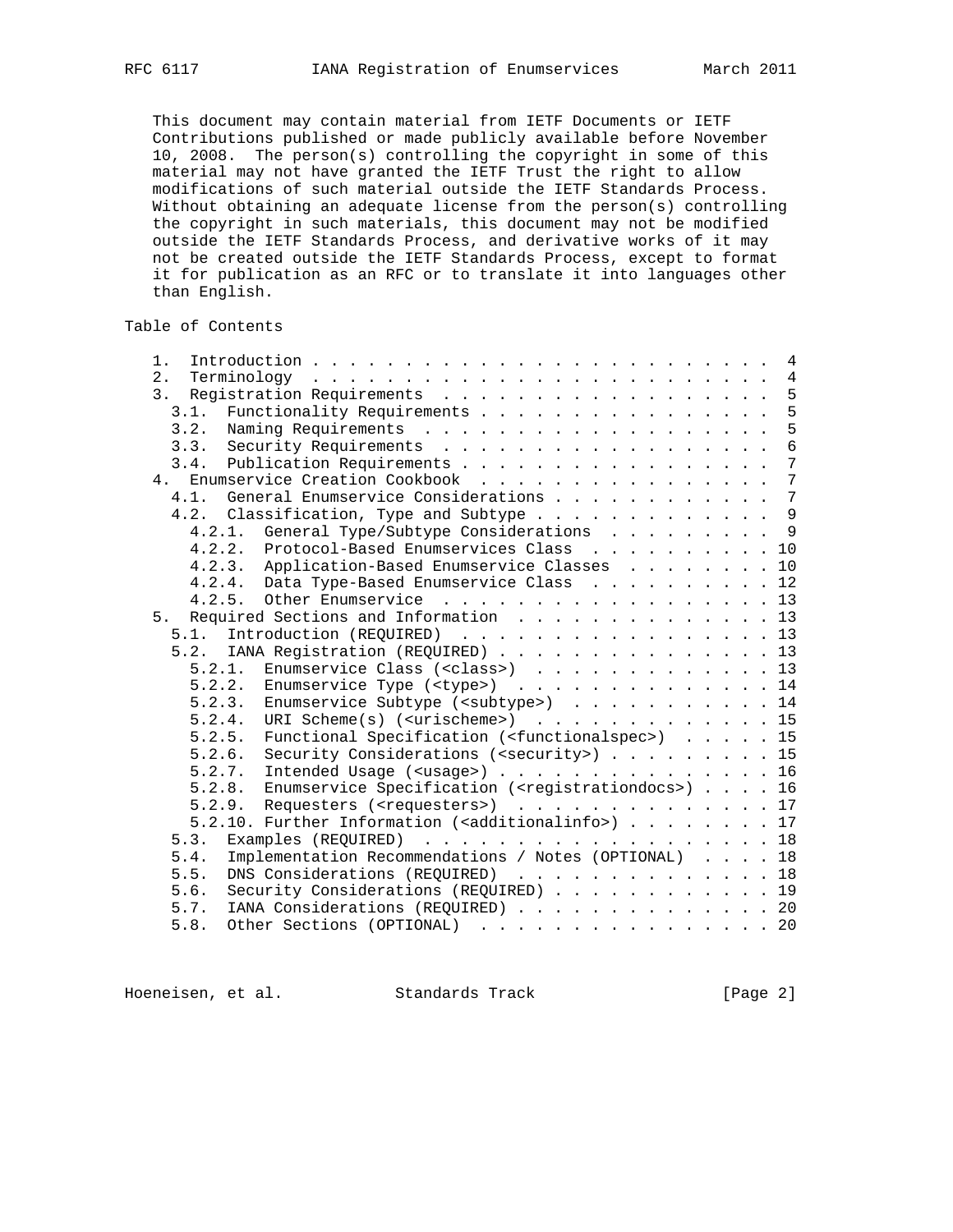This document may contain material from IETF Documents or IETF Contributions published or made publicly available before November 10, 2008. The person(s) controlling the copyright in some of this material may not have granted the IETF Trust the right to allow modifications of such material outside the IETF Standards Process. Without obtaining an adequate license from the person(s) controlling the copyright in such materials, this document may not be modified outside the IETF Standards Process, and derivative works of it may not be created outside the IETF Standards Process, except to format it for publication as an RFC or to translate it into languages other than English.

## Table of Contents

```
   1.  Introduction . . . . . . . . . . . . . . . . . . . . . . . . .  4
   2.  Terminology  . . . . . . . . . . . . . . . . . . . . . . . . .  4
   3.  Registration Requirements  . . . . . . . . . . . . . . . . . .  5
     3.1.  Functionality Requirements . . . . . . . . . . . . . . . .  5
     3.2.  Naming Requirements  . . . . . . . . . . . . . . . . . . .  5
     3.3.  Security Requirements  . . . . . . . . . . . . . . . . . .  6
     3.4.  Publication Requirements . . . . . . . . . . . . . . . . .  7
   4.  Enumservice Creation Cookbook  . . . . . . . . . . . . . . . .  7
     4.1.  General Enumservice Considerations . . . . . . . . . . . .  7
     4.2.  Classification, Type and Subtype . . . . . . . . . . . . .  9
       4.2.1.  General Type/Subtype Considerations  . . . . . . . . .  9
       4.2.2.  Protocol-Based Enumservices Class  . . . . . . . . . . 10
       4.2.3.  Application-Based Enumservice Classes  . . . . . . . . 10
       4.2.4.  Data Type-Based Enumservice Class  . . . . . . . . . . 12
       4.2.5.  Other Enumservice  . . . . . . . . . . . . . . . . . . 13
   5.  Required Sections and Information  . . . . . . . . . . . . . . 13
     5.1.  Introduction (REQUIRED)  . . . . . . . . . . . . . . . . . 13
     5.2.  IANA Registration (REQUIRED) . . . . . . . . . . . . . . . 13
       5.2.1.  Enumservice Class (<class>)  . . . . . . . . . . . . . 13
       5.2.2.  Enumservice Type (<type>)  . . . . . . . . . . . . . . 14
       5.2.3.  Enumservice Subtype (<subtype>)  . . . . . . . . . . . 14
       5.2.4.  URI Scheme(s) (<urischeme>)  . . . . . . . . . . . . . 15
       5.2.5.  Functional Specification (<functionalspec>)  . . . . . 15
       5.2.6.  Security Considerations (<security>) . . . . . . . . . 15
       5.2.7.  Intended Usage (<usage>) . . . . . . . . . . . . . . . 16
       5.2.8.  Enumservice Specification (<registrationdocs>) . . . . 16
       5.2.9.  Requesters (<requesters>)  . . . . . . . . . . . . . . 17
       5.2.10. Further Information (<additionalinfo>) . . . . . . . . 17
     5.3.  Examples (REQUIRED)  . . . . . . . . . . . . . . . . . . . 18
     5.4.  Implementation Recommendations / Notes (OPTIONAL)  . . . . 18
     5.5.  DNS Considerations (REQUIRED)  . . . . . . . . . . . . . . 18
     5.6.  Security Considerations (REQUIRED) . . . . . . . . . . . . 19
     5.7.  IANA Considerations (REQUIRED) . . . . . . . . . . . . . . 20
     5.8.  Other Sections (OPTIONAL)  . . . . . . . . . . . . . . . . 20
```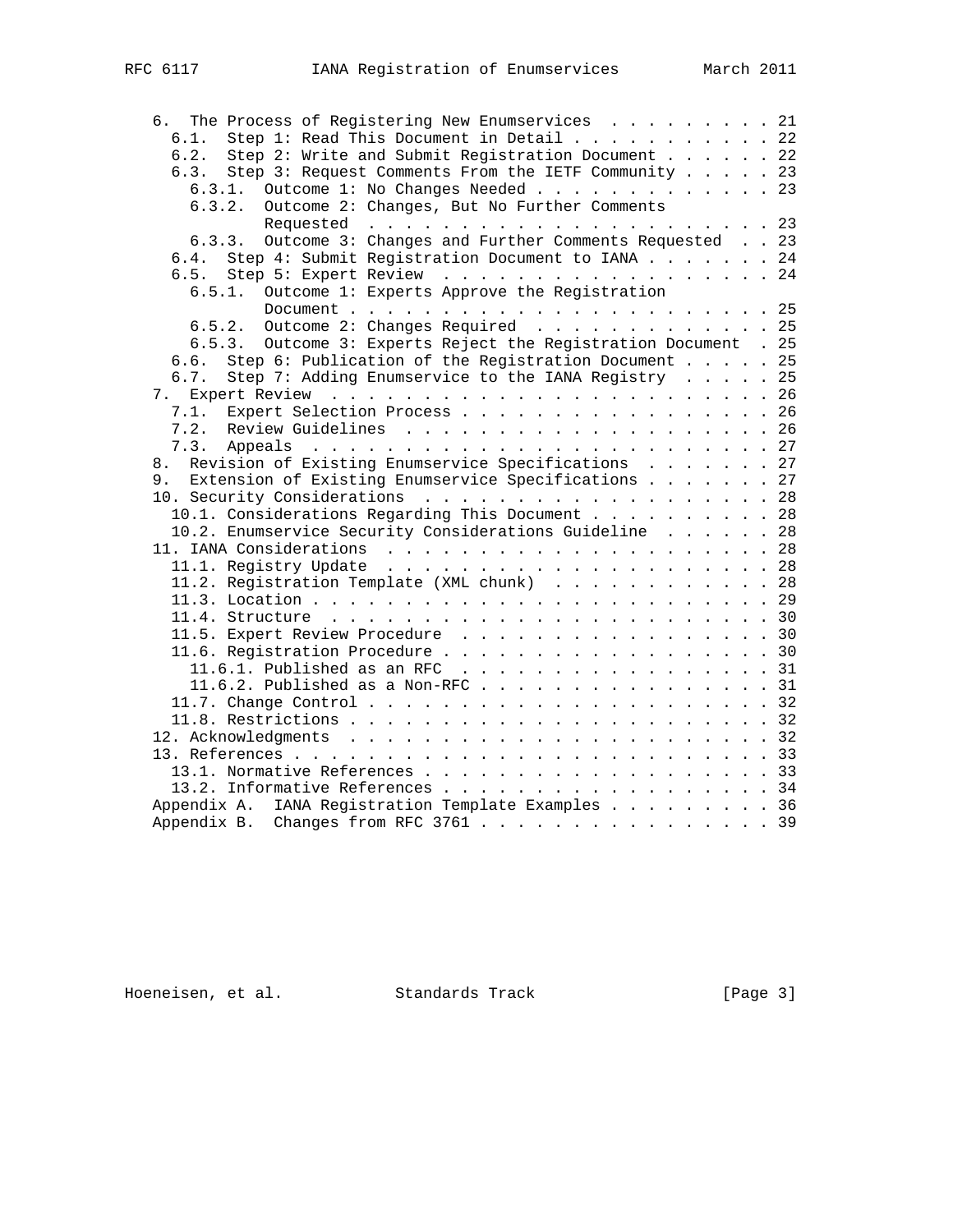```
   6.  The Process of Registering New Enumservices  . . . . . . . . . 21
     6.1.  Step 1: Read This Document in Detail . . . . . . . . . . . 22
     6.2.  Step 2: Write and Submit Registration Document . . . . . . 22
     6.3.  Step 3: Request Comments From the IETF Community . . . . . 23
       6.3.1.  Outcome 1: No Changes Needed . . . . . . . . . . . . . 23
       6.3.2.  Outcome 2: Changes, But No Further Comments
               Requested  . . . . . . . . . . . . . . . . . . . . . . 23
       6.3.3.  Outcome 3: Changes and Further Comments Requested  . . 23
     6.4.  Step 4: Submit Registration Document to IANA . . . . . . . 24
     6.5.  Step 5: Expert Review  . . . . . . . . . . . . . . . . . . 24
       6.5.1.  Outcome 1: Experts Approve the Registration
               Document . . . . . . . . . . . . . . . . . . . . . . . 25
       6.5.2.  Outcome 2: Changes Required  . . . . . . . . . . . . . 25
       6.5.3.  Outcome 3: Experts Reject the Registration Document  . 25
     6.6.  Step 6: Publication of the Registration Document . . . . . 25
     6.7.  Step 7: Adding Enumservice to the IANA Registry  . . . . . 25
   7.  Expert Review  . . . . . . . . . . . . . . . . . . . . . . . . 26
     7.1.  Expert Selection Process . . . . . . . . . . . . . . . . . 26
     7.2.  Review Guidelines  . . . . . . . . . . . . . . . . . . . . 26
     7.3.  Appeals  . . . . . . . . . . . . . . . . . . . . . . . . . 27
   8.  Revision of Existing Enumservice Specifications  . . . . . . . 27
   9.  Extension of Existing Enumservice Specifications . . . . . . . 27
   10. Security Considerations  . . . . . . . . . . . . . . . . . . . 28
     10.1. Considerations Regarding This Document . . . . . . . . . . 28
     10.2. Enumservice Security Considerations Guideline  . . . . . . 28
   11. IANA Considerations  . . . . . . . . . . . . . . . . . . . . . 28
     11.1. Registry Update  . . . . . . . . . . . . . . . . . . . . . 28
     11.2. Registration Template (XML chunk)  . . . . . . . . . . . . 28
     11.3. Location . . . . . . . . . . . . . . . . . . . . . . . . . 29
     11.4. Structure  . . . . . . . . . . . . . . . . . . . . . . . . 30
     11.5. Expert Review Procedure  . . . . . . . . . . . . . . . . . 30
     11.6. Registration Procedure . . . . . . . . . . . . . . . . . . 30
       11.6.1. Published as an RFC  . . . . . . . . . . . . . . . . . 31
       11.6.2. Published as a Non-RFC . . . . . . . . . . . . . . . . 31
     11.7. Change Control . . . . . . . . . . . . . . . . . . . . . . 32
     11.8. Restrictions . . . . . . . . . . . . . . . . . . . . . . . 32
   12. Acknowledgments  . . . . . . . . . . . . . . . . . . . . . . . 32
   13. References . . . . . . . . . . . . . . . . . . . . . . . . . . 33
     13.1. Normative References . . . . . . . . . . . . . . . . . . . 33
     13.2. Informative References . . . . . . . . . . . . . . . . . . 34
   Appendix A.  IANA Registration Template Examples . . . . . . . . . 36
   Appendix B.  Changes from RFC 3761 . . . . . . . . . . . . . . . . 39
```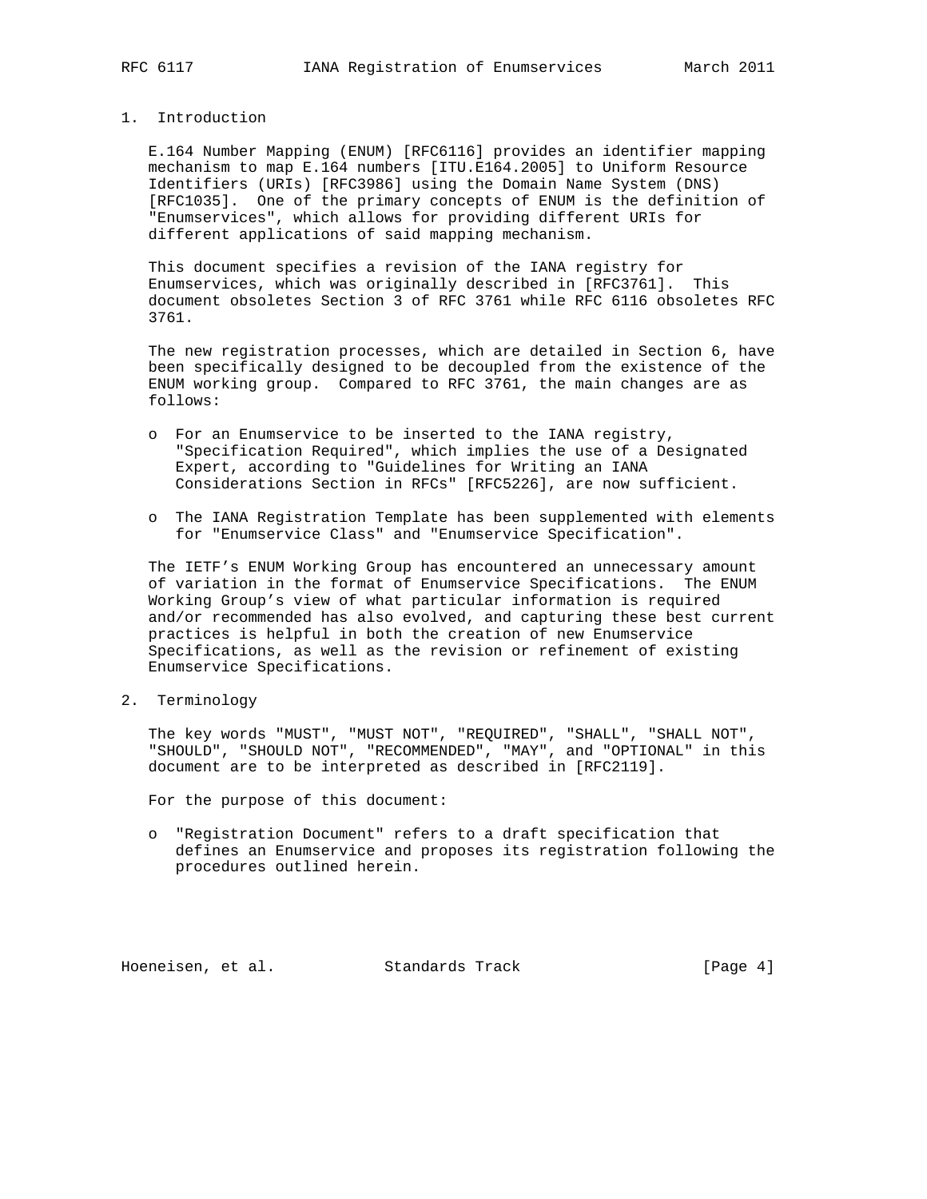## 1. Introduction

E.164 Number Mapping (ENUM) [RFC6116] provides an identifier mapping mechanism to map E.164 numbers [ITU.E164.2005] to Uniform Resource Identifiers (URIs) [RFC3986] using the Domain Name System (DNS) [RFC1035]. One of the primary concepts of ENUM is the definition of "Enumservices", which allows for providing different URIs for different applications of said mapping mechanism.

This document specifies a revision of the IANA registry for Enumservices, which was originally described in [RFC3761]. This document obsoletes Section 3 of RFC 3761 while RFC 6116 obsoletes RFC 3761.

The new registration processes, which are detailed in Section 6, have been specifically designed to be decoupled from the existence of the ENUM working group. Compared to RFC 3761, the main changes are as follows:

- For an Enumservice to be inserted to the IANA registry, "Specification Required", which implies the use of a Designated Expert, according to "Guidelines for Writing an IANA Considerations Section in RFCs" [RFC5226], are now sufficient.
- The IANA Registration Template has been supplemented with elements for "Enumservice Class" and "Enumservice Specification".

The IETF's ENUM Working Group has encountered an unnecessary amount of variation in the format of Enumservice Specifications. The ENUM Working Group's view of what particular information is required and/or recommended has also evolved, and capturing these best current practices is helpful in both the creation of new Enumservice Specifications, as well as the revision or refinement of existing Enumservice Specifications.

## 2. Terminology

The key words "MUST", "MUST NOT", "REQUIRED", "SHALL", "SHALL NOT", "SHOULD", "SHOULD NOT", "RECOMMENDED", "MAY", and "OPTIONAL" in this document are to be interpreted as described in [RFC2119].

For the purpose of this document:

- "Registration Document" refers to a draft specification that defines an Enumservice and proposes its registration following the procedures outlined herein.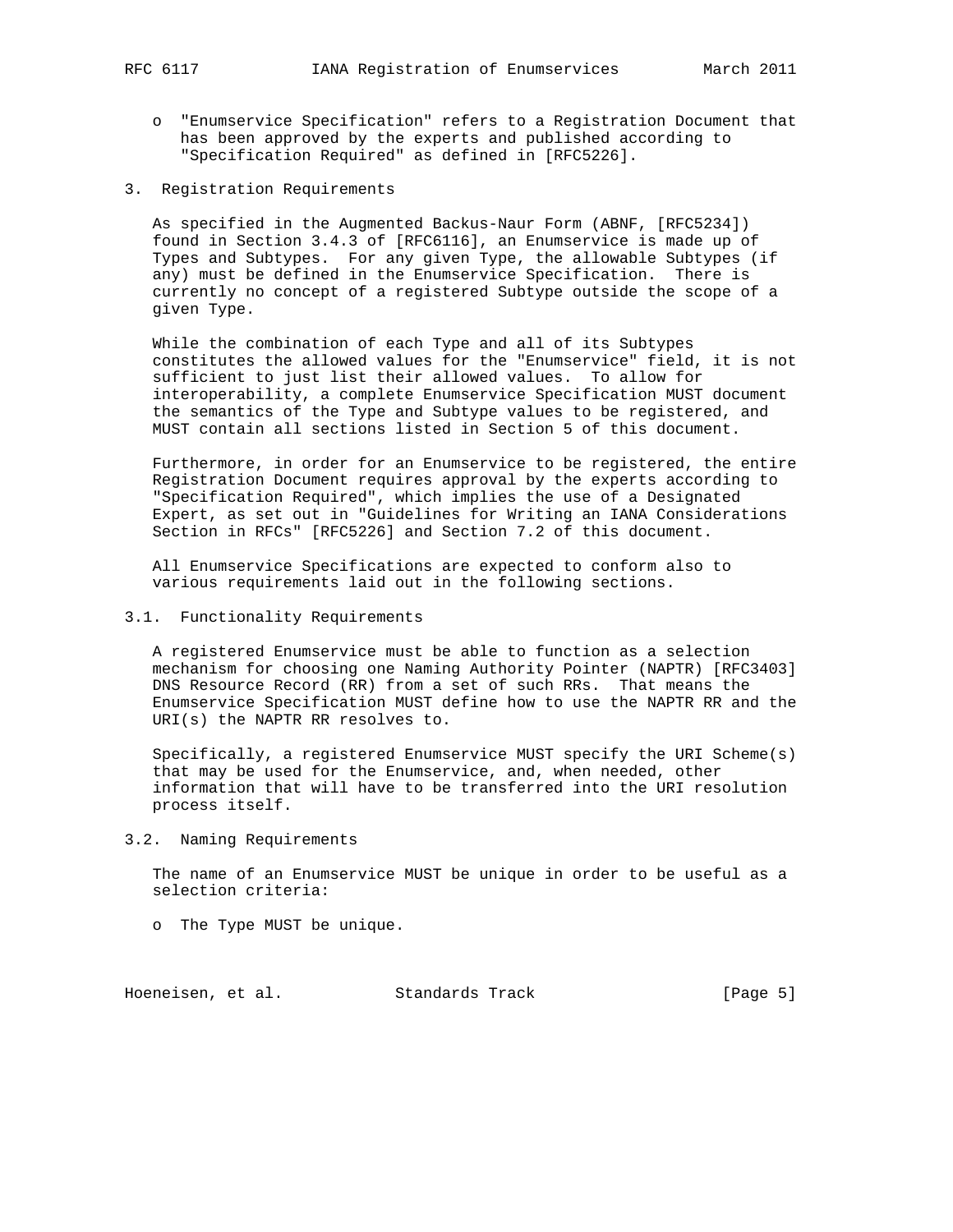- "Enumservice Specification" refers to a Registration Document that has been approved by the experts and published according to "Specification Required" as defined in [RFC5226].

## 3. Registration Requirements

As specified in the Augmented Backus-Naur Form (ABNF, [RFC5234]) found in Section 3.4.3 of [RFC6116], an Enumservice is made up of Types and Subtypes. For any given Type, the allowable Subtypes (if any) must be defined in the Enumservice Specification. There is currently no concept of a registered Subtype outside the scope of a given Type.

While the combination of each Type and all of its Subtypes constitutes the allowed values for the "Enumservice" field, it is not sufficient to just list their allowed values. To allow for interoperability, a complete Enumservice Specification MUST document the semantics of the Type and Subtype values to be registered, and MUST contain all sections listed in Section 5 of this document.

Furthermore, in order for an Enumservice to be registered, the entire Registration Document requires approval by the experts according to "Specification Required", which implies the use of a Designated Expert, as set out in "Guidelines for Writing an IANA Considerations Section in RFCs" [RFC5226] and Section 7.2 of this document.

All Enumservice Specifications are expected to conform also to various requirements laid out in the following sections.

### 3.1. Functionality Requirements

A registered Enumservice must be able to function as a selection mechanism for choosing one Naming Authority Pointer (NAPTR) [RFC3403] DNS Resource Record (RR) from a set of such RRs. That means the Enumservice Specification MUST define how to use the NAPTR RR and the URI(s) the NAPTR RR resolves to.

Specifically, a registered Enumservice MUST specify the URI Scheme(s) that may be used for the Enumservice, and, when needed, other information that will have to be transferred into the URI resolution process itself.

### 3.2. Naming Requirements

The name of an Enumservice MUST be unique in order to be useful as a selection criteria:

- The Type MUST be unique.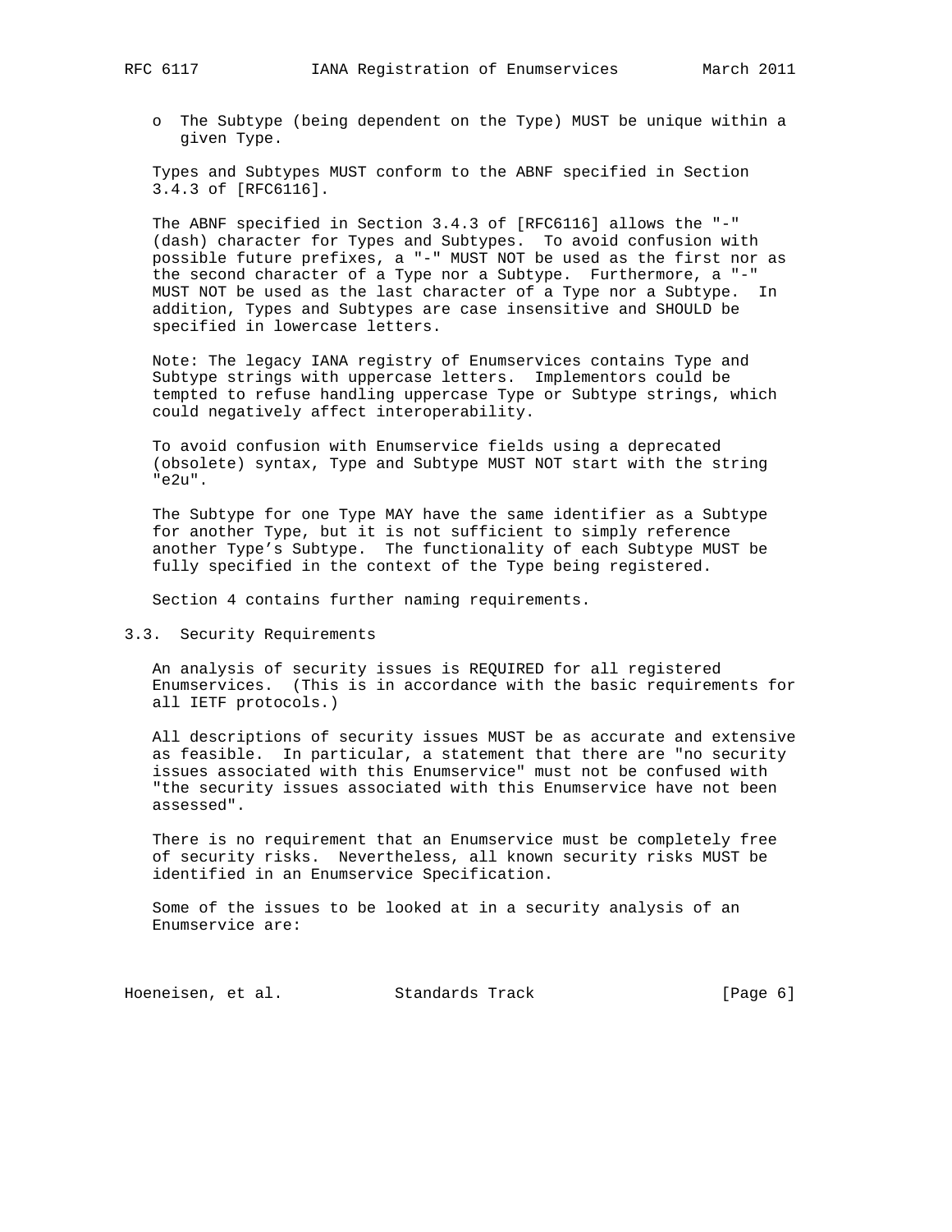- The Subtype (being dependent on the Type) MUST be unique within a given Type.

Types and Subtypes MUST conform to the ABNF specified in Section 3.4.3 of [RFC6116].

The ABNF specified in Section 3.4.3 of [RFC6116] allows the "-" (dash) character for Types and Subtypes. To avoid confusion with possible future prefixes, a "-" MUST NOT be used as the first nor as the second character of a Type nor a Subtype. Furthermore, a "-" MUST NOT be used as the last character of a Type nor a Subtype. In addition, Types and Subtypes are case insensitive and SHOULD be specified in lowercase letters.

Note: The legacy IANA registry of Enumservices contains Type and Subtype strings with uppercase letters. Implementors could be tempted to refuse handling uppercase Type or Subtype strings, which could negatively affect interoperability.

To avoid confusion with Enumservice fields using a deprecated (obsolete) syntax, Type and Subtype MUST NOT start with the string "e2u".

The Subtype for one Type MAY have the same identifier as a Subtype for another Type, but it is not sufficient to simply reference another Type's Subtype. The functionality of each Subtype MUST be fully specified in the context of the Type being registered.

Section 4 contains further naming requirements.

## 3.3. Security Requirements

An analysis of security issues is REQUIRED for all registered Enumservices. (This is in accordance with the basic requirements for all IETF protocols.)

All descriptions of security issues MUST be as accurate and extensive as feasible. In particular, a statement that there are "no security issues associated with this Enumservice" must not be confused with "the security issues associated with this Enumservice have not been assessed".

There is no requirement that an Enumservice must be completely free of security risks. Nevertheless, all known security risks MUST be identified in an Enumservice Specification.

Some of the issues to be looked at in a security analysis of an Enumservice are: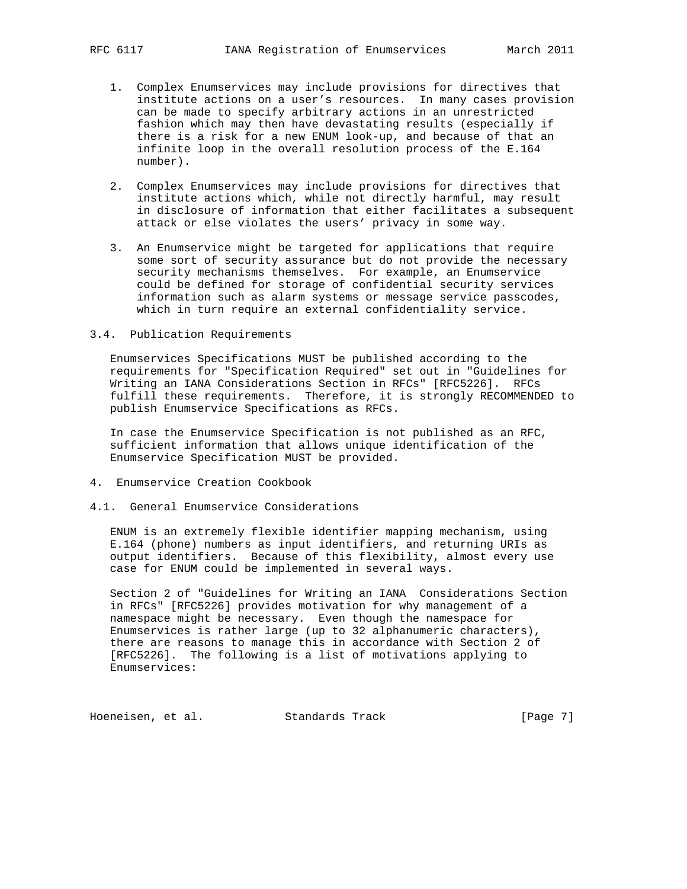1. Complex Enumservices may include provisions for directives that institute actions on a user's resources. In many cases provision can be made to specify arbitrary actions in an unrestricted fashion which may then have devastating results (especially if there is a risk for a new ENUM look-up, and because of that an infinite loop in the overall resolution process of the E.164 number).

2. Complex Enumservices may include provisions for directives that institute actions which, while not directly harmful, may result in disclosure of information that either facilitates a subsequent attack or else violates the users' privacy in some way.

3. An Enumservice might be targeted for applications that require some sort of security assurance but do not provide the necessary security mechanisms themselves. For example, an Enumservice could be defined for storage of confidential security services information such as alarm systems or message service passcodes, which in turn require an external confidentiality service.

### 3.4. Publication Requirements

Enumservices Specifications MUST be published according to the requirements for "Specification Required" set out in "Guidelines for Writing an IANA Considerations Section in RFCs" [RFC5226]. RFCs fulfill these requirements. Therefore, it is strongly RECOMMENDED to publish Enumservice Specifications as RFCs.

In case the Enumservice Specification is not published as an RFC, sufficient information that allows unique identification of the Enumservice Specification MUST be provided.

## 4. Enumservice Creation Cookbook

### 4.1. General Enumservice Considerations

ENUM is an extremely flexible identifier mapping mechanism, using E.164 (phone) numbers as input identifiers, and returning URIs as output identifiers. Because of this flexibility, almost every use case for ENUM could be implemented in several ways.

Section 2 of "Guidelines for Writing an IANA Considerations Section in RFCs" [RFC5226] provides motivation for why management of a namespace might be necessary. Even though the namespace for Enumservices is rather large (up to 32 alphanumeric characters), there are reasons to manage this in accordance with Section 2 of [RFC5226]. The following is a list of motivations applying to Enumservices: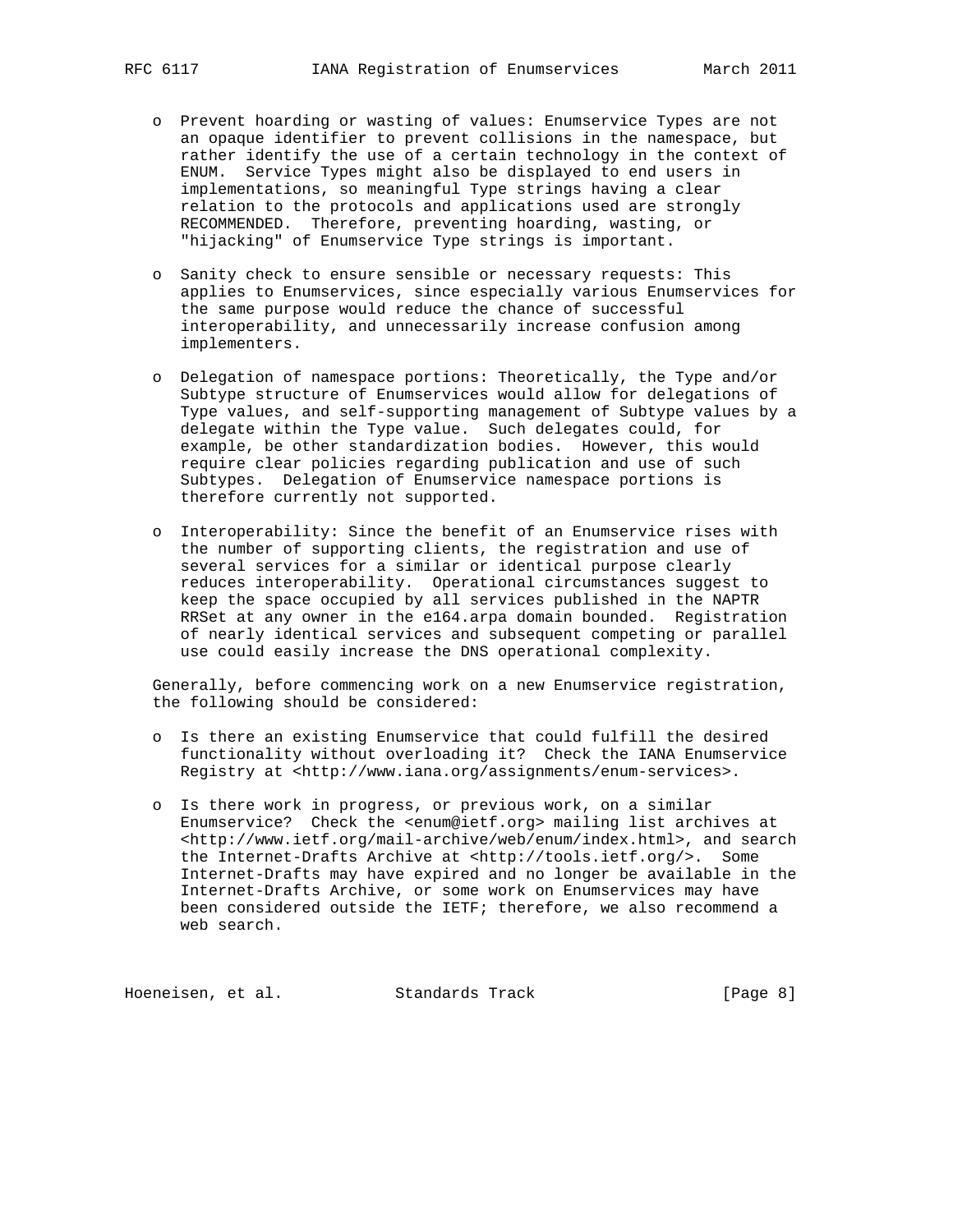- Prevent hoarding or wasting of values: Enumservice Types are not an opaque identifier to prevent collisions in the namespace, but rather identify the use of a certain technology in the context of ENUM. Service Types might also be displayed to end users in implementations, so meaningful Type strings having a clear relation to the protocols and applications used are strongly RECOMMENDED. Therefore, preventing hoarding, wasting, or "hijacking" of Enumservice Type strings is important.

- Sanity check to ensure sensible or necessary requests: This applies to Enumservices, since especially various Enumservices for the same purpose would reduce the chance of successful interoperability, and unnecessarily increase confusion among implementers.

- Delegation of namespace portions: Theoretically, the Type and/or Subtype structure of Enumservices would allow for delegations of Type values, and self-supporting management of Subtype values by a delegate within the Type value. Such delegates could, for example, be other standardization bodies. However, this would require clear policies regarding publication and use of such Subtypes. Delegation of Enumservice namespace portions is therefore currently not supported.

- Interoperability: Since the benefit of an Enumservice rises with the number of supporting clients, the registration and use of several services for a similar or identical purpose clearly reduces interoperability. Operational circumstances suggest to keep the space occupied by all services published in the NAPTR RRSet at any owner in the e164.arpa domain bounded. Registration of nearly identical services and subsequent competing or parallel use could easily increase the DNS operational complexity.

Generally, before commencing work on a new Enumservice registration, the following should be considered:

- Is there an existing Enumservice that could fulfill the desired functionality without overloading it? Check the IANA Enumservice Registry at <http://www.iana.org/assignments/enum-services>.

- Is there work in progress, or previous work, on a similar Enumservice? Check the <enum@ietf.org> mailing list archives at <http://www.ietf.org/mail-archive/web/enum/index.html>, and search the Internet-Drafts Archive at <http://tools.ietf.org/>. Some Internet-Drafts may have expired and no longer be available in the Internet-Drafts Archive, or some work on Enumservices may have been considered outside the IETF; therefore, we also recommend a web search.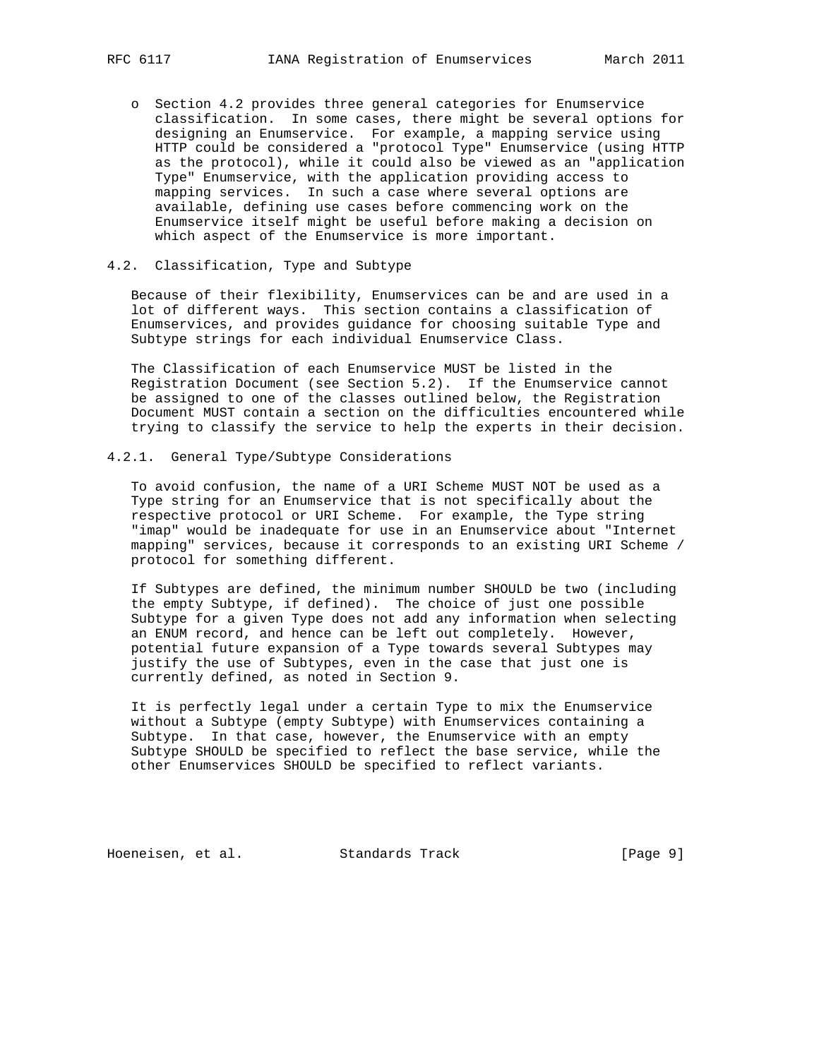- Section 4.2 provides three general categories for Enumservice classification. In some cases, there might be several options for designing an Enumservice. For example, a mapping service using HTTP could be considered a "protocol Type" Enumservice (using HTTP as the protocol), while it could also be viewed as an "application Type" Enumservice, with the application providing access to mapping services. In such a case where several options are available, defining use cases before commencing work on the Enumservice itself might be useful before making a decision on which aspect of the Enumservice is more important.

## 4.2. Classification, Type and Subtype

Because of their flexibility, Enumservices can be and are used in a lot of different ways. This section contains a classification of Enumservices, and provides guidance for choosing suitable Type and Subtype strings for each individual Enumservice Class.

The Classification of each Enumservice MUST be listed in the Registration Document (see Section 5.2). If the Enumservice cannot be assigned to one of the classes outlined below, the Registration Document MUST contain a section on the difficulties encountered while trying to classify the service to help the experts in their decision.

### 4.2.1. General Type/Subtype Considerations

To avoid confusion, the name of a URI Scheme MUST NOT be used as a Type string for an Enumservice that is not specifically about the respective protocol or URI Scheme. For example, the Type string "imap" would be inadequate for use in an Enumservice about "Internet mapping" services, because it corresponds to an existing URI Scheme / protocol for something different.

If Subtypes are defined, the minimum number SHOULD be two (including the empty Subtype, if defined). The choice of just one possible Subtype for a given Type does not add any information when selecting an ENUM record, and hence can be left out completely. However, potential future expansion of a Type towards several Subtypes may justify the use of Subtypes, even in the case that just one is currently defined, as noted in Section 9.

It is perfectly legal under a certain Type to mix the Enumservice without a Subtype (empty Subtype) with Enumservices containing a Subtype. In that case, however, the Enumservice with an empty Subtype SHOULD be specified to reflect the base service, while the other Enumservices SHOULD be specified to reflect variants.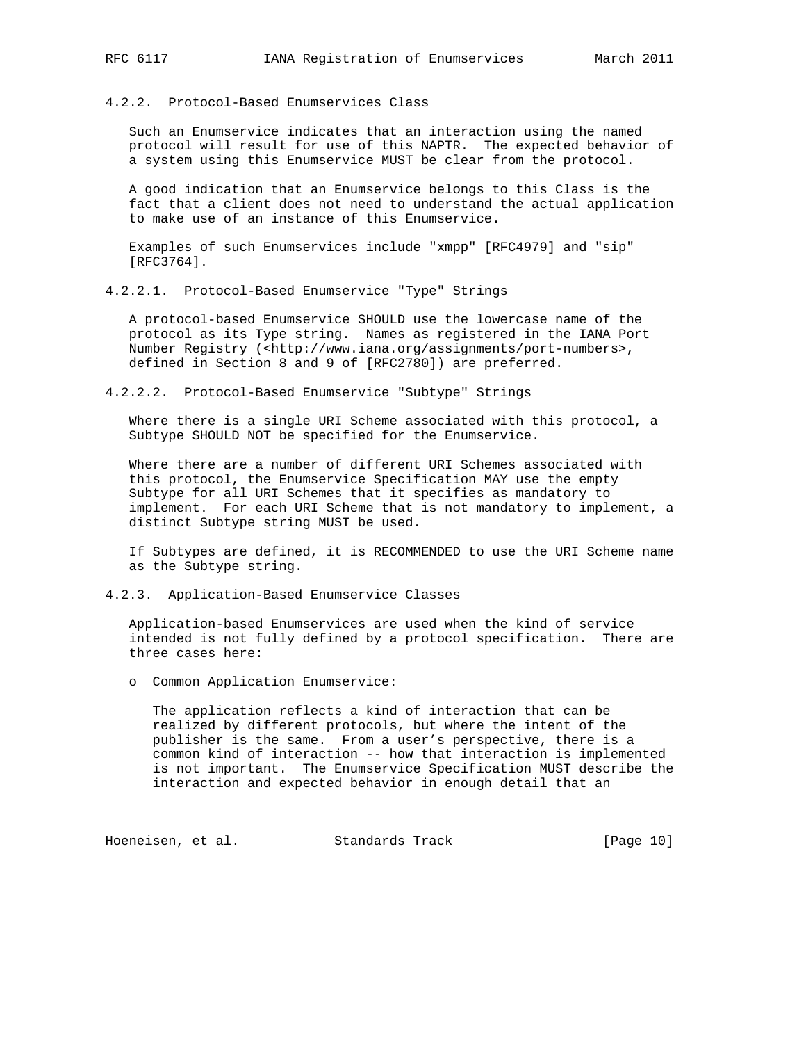#### 4.2.2. Protocol-Based Enumservices Class

Such an Enumservice indicates that an interaction using the named protocol will result for use of this NAPTR. The expected behavior of a system using this Enumservice MUST be clear from the protocol.

A good indication that an Enumservice belongs to this Class is the fact that a client does not need to understand the actual application to make use of an instance of this Enumservice.

Examples of such Enumservices include "xmpp" [RFC4979] and "sip" [RFC3764].

##### 4.2.2.1. Protocol-Based Enumservice "Type" Strings

A protocol-based Enumservice SHOULD use the lowercase name of the protocol as its Type string. Names as registered in the IANA Port Number Registry (<http://www.iana.org/assignments/port-numbers>, defined in Section 8 and 9 of [RFC2780]) are preferred.

##### 4.2.2.2. Protocol-Based Enumservice "Subtype" Strings

Where there is a single URI Scheme associated with this protocol, a Subtype SHOULD NOT be specified for the Enumservice.

Where there are a number of different URI Schemes associated with this protocol, the Enumservice Specification MAY use the empty Subtype for all URI Schemes that it specifies as mandatory to implement. For each URI Scheme that is not mandatory to implement, a distinct Subtype string MUST be used.

If Subtypes are defined, it is RECOMMENDED to use the URI Scheme name as the Subtype string.

#### 4.2.3. Application-Based Enumservice Classes

Application-based Enumservices are used when the kind of service intended is not fully defined by a protocol specification. There are three cases here:

- Common Application Enumservice:

  The application reflects a kind of interaction that can be realized by different protocols, but where the intent of the publisher is the same. From a user’s perspective, there is a common kind of interaction -- how that interaction is implemented is not important. The Enumservice Specification MUST describe the interaction and expected behavior in enough detail that an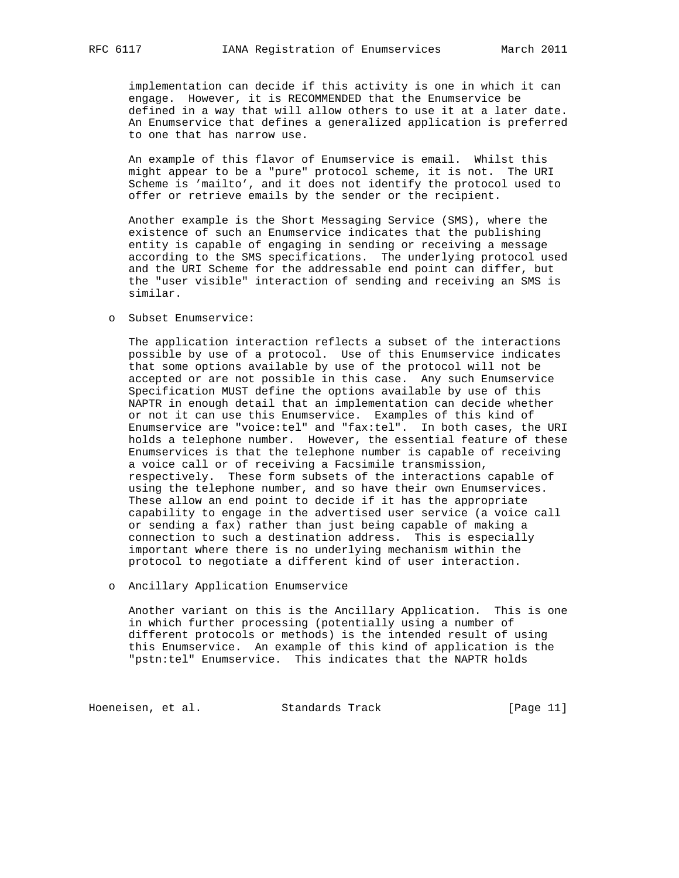implementation can decide if this activity is one in which it can engage. However, it is RECOMMENDED that the Enumservice be defined in a way that will allow others to use it at a later date. An Enumservice that defines a generalized application is preferred to one that has narrow use.

An example of this flavor of Enumservice is email. Whilst this might appear to be a "pure" protocol scheme, it is not. The URI Scheme is 'mailto', and it does not identify the protocol used to offer or retrieve emails by the sender or the recipient.

Another example is the Short Messaging Service (SMS), where the existence of such an Enumservice indicates that the publishing entity is capable of engaging in sending or receiving a message according to the SMS specifications. The underlying protocol used and the URI Scheme for the addressable end point can differ, but the "user visible" interaction of sending and receiving an SMS is similar.

- Subset Enumservice:

  The application interaction reflects a subset of the interactions possible by use of a protocol. Use of this Enumservice indicates that some options available by use of the protocol will not be accepted or are not possible in this case. Any such Enumservice Specification MUST define the options available by use of this NAPTR in enough detail that an implementation can decide whether or not it can use this Enumservice. Examples of this kind of Enumservice are "voice:tel" and "fax:tel". In both cases, the URI holds a telephone number. However, the essential feature of these Enumservices is that the telephone number is capable of receiving a voice call or of receiving a Facsimile transmission, respectively. These form subsets of the interactions capable of using the telephone number, and so have their own Enumservices. These allow an end point to decide if it has the appropriate capability to engage in the advertised user service (a voice call or sending a fax) rather than just being capable of making a connection to such a destination address. This is especially important where there is no underlying mechanism within the protocol to negotiate a different kind of user interaction.

- Ancillary Application Enumservice

  Another variant on this is the Ancillary Application. This is one in which further processing (potentially using a number of different protocols or methods) is the intended result of using this Enumservice. An example of this kind of application is the "pstn:tel" Enumservice. This indicates that the NAPTR holds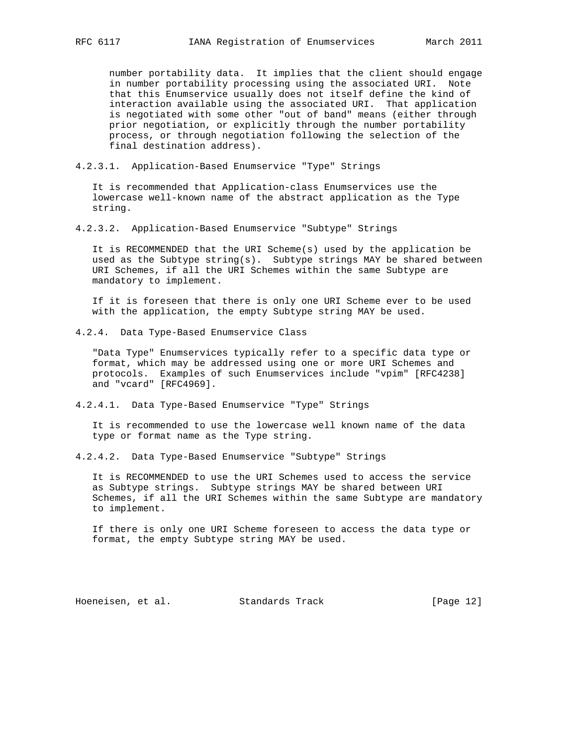number portability data. It implies that the client should engage in number portability processing using the associated URI. Note that this Enumservice usually does not itself define the kind of interaction available using the associated URI. That application is negotiated with some other "out of band" means (either through prior negotiation, or explicitly through the number portability process, or through negotiation following the selection of the final destination address).

#### 4.2.3.1. Application-Based Enumservice "Type" Strings

It is recommended that Application-class Enumservices use the lowercase well-known name of the abstract application as the Type string.

#### 4.2.3.2. Application-Based Enumservice "Subtype" Strings

It is RECOMMENDED that the URI Scheme(s) used by the application be used as the Subtype string(s). Subtype strings MAY be shared between URI Schemes, if all the URI Schemes within the same Subtype are mandatory to implement.

If it is foreseen that there is only one URI Scheme ever to be used with the application, the empty Subtype string MAY be used.

### 4.2.4. Data Type-Based Enumservice Class

"Data Type" Enumservices typically refer to a specific data type or format, which may be addressed using one or more URI Schemes and protocols. Examples of such Enumservices include "vpim" [RFC4238] and "vcard" [RFC4969].

#### 4.2.4.1. Data Type-Based Enumservice "Type" Strings

It is recommended to use the lowercase well known name of the data type or format name as the Type string.

#### 4.2.4.2. Data Type-Based Enumservice "Subtype" Strings

It is RECOMMENDED to use the URI Schemes used to access the service as Subtype strings. Subtype strings MAY be shared between URI Schemes, if all the URI Schemes within the same Subtype are mandatory to implement.

If there is only one URI Scheme foreseen to access the data type or format, the empty Subtype string MAY be used.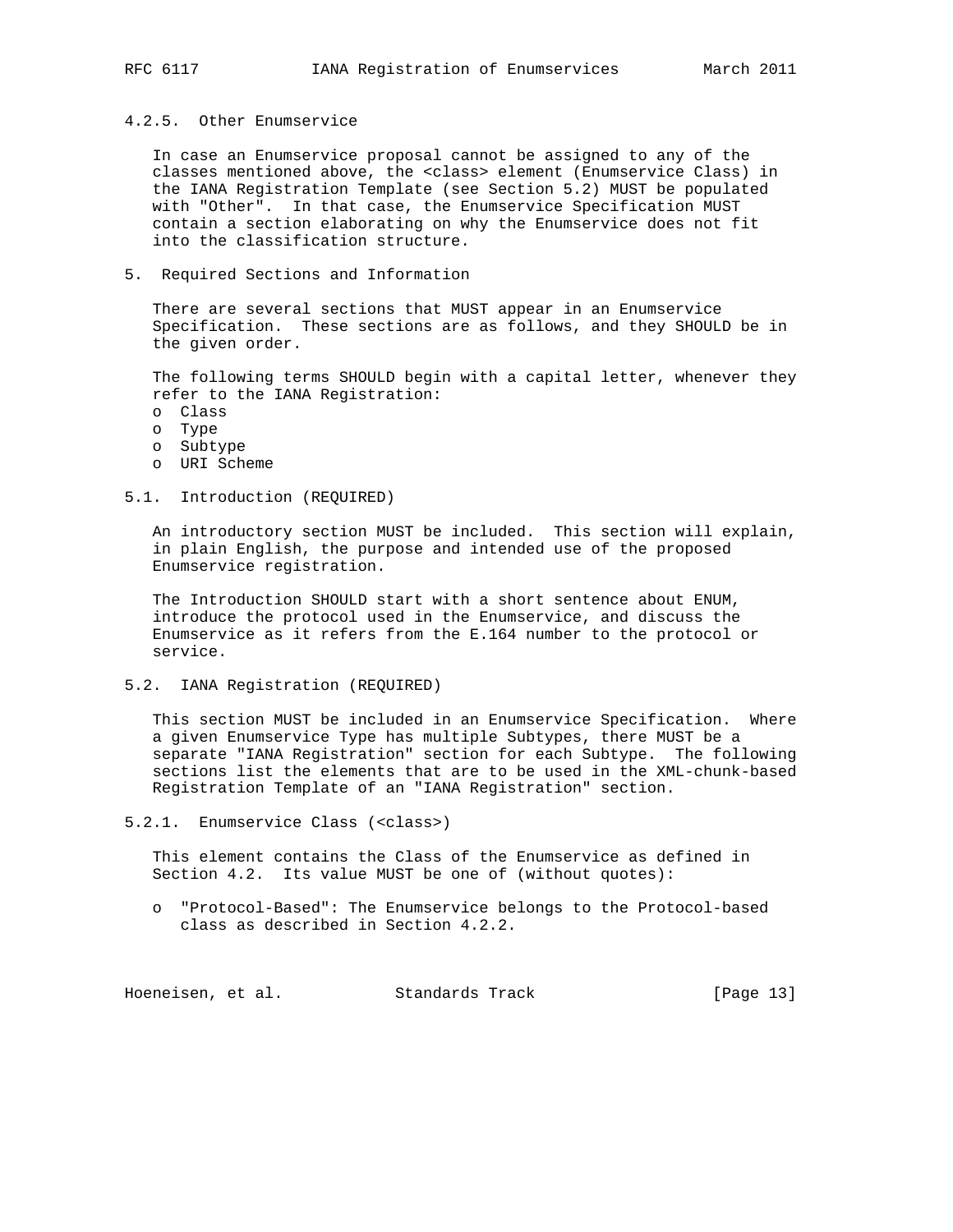#### 4.2.5. Other Enumservice

In case an Enumservice proposal cannot be assigned to any of the classes mentioned above, the <class> element (Enumservice Class) in the IANA Registration Template (see Section 5.2) MUST be populated with "Other". In that case, the Enumservice Specification MUST contain a section elaborating on why the Enumservice does not fit into the classification structure.

## 5. Required Sections and Information

There are several sections that MUST appear in an Enumservice Specification. These sections are as follows, and they SHOULD be in the given order.

The following terms SHOULD begin with a capital letter, whenever they refer to the IANA Registration:

- Class
- Type
- Subtype
- URI Scheme

### 5.1. Introduction (REQUIRED)

An introductory section MUST be included. This section will explain, in plain English, the purpose and intended use of the proposed Enumservice registration.

The Introduction SHOULD start with a short sentence about ENUM, introduce the protocol used in the Enumservice, and discuss the Enumservice as it refers from the E.164 number to the protocol or service.

### 5.2. IANA Registration (REQUIRED)

This section MUST be included in an Enumservice Specification. Where a given Enumservice Type has multiple Subtypes, there MUST be a separate "IANA Registration" section for each Subtype. The following sections list the elements that are to be used in the XML-chunk-based Registration Template of an "IANA Registration" section.

#### 5.2.1. Enumservice Class (<class>)

This element contains the Class of the Enumservice as defined in Section 4.2. Its value MUST be one of (without quotes):

- "Protocol-Based": The Enumservice belongs to the Protocol-based class as described in Section 4.2.2.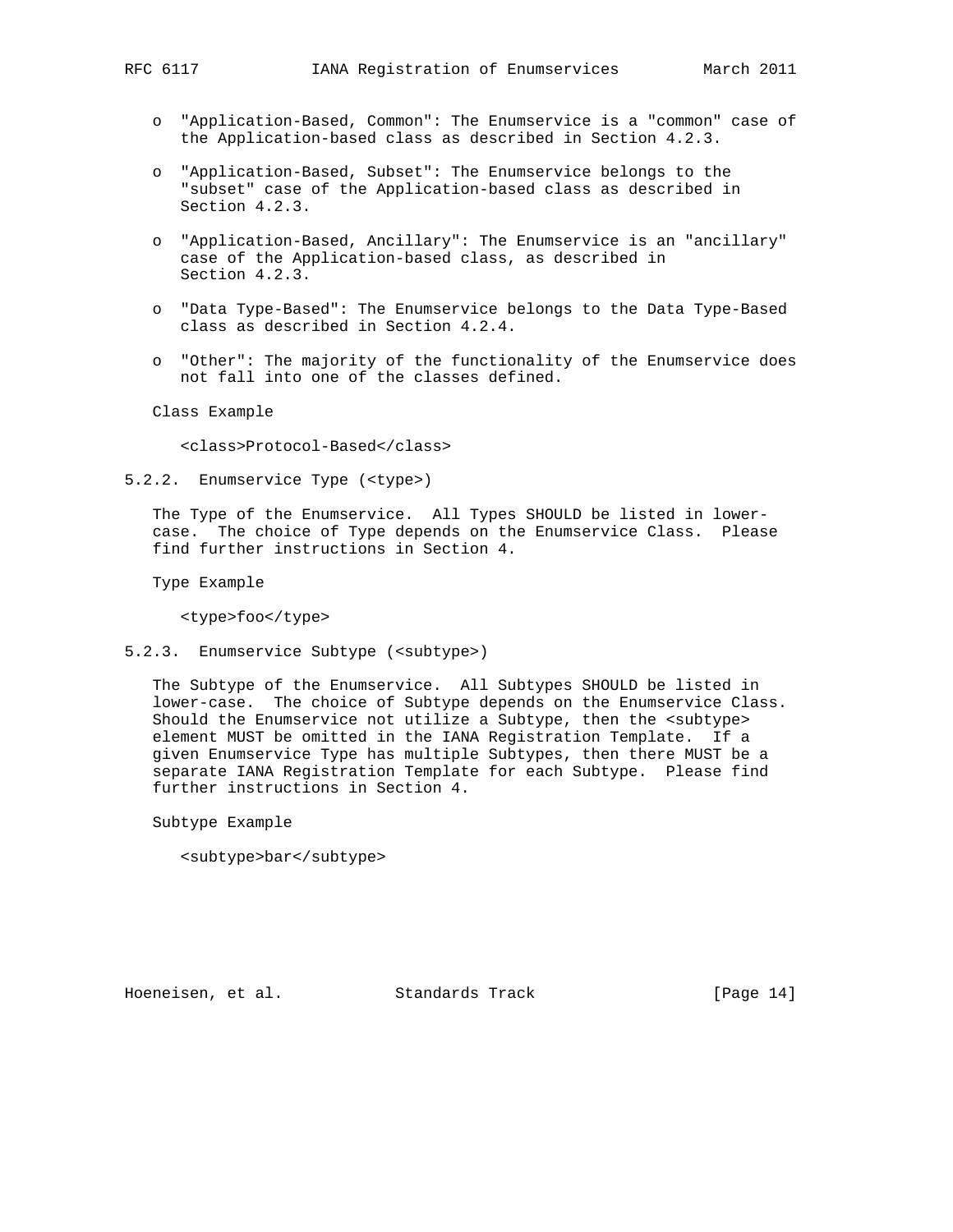- "Application-Based, Common": The Enumservice is a "common" case of the Application-based class as described in Section 4.2.3.
- "Application-Based, Subset": The Enumservice belongs to the "subset" case of the Application-based class as described in Section 4.2.3.
- "Application-Based, Ancillary": The Enumservice is an "ancillary" case of the Application-based class, as described in Section 4.2.3.
- "Data Type-Based": The Enumservice belongs to the Data Type-Based class as described in Section 4.2.4.
- "Other": The majority of the functionality of the Enumservice does not fall into one of the classes defined.

Class Example

```
<class>Protocol-Based</class>
```

### 5.2.2. Enumservice Type (<type>)

The Type of the Enumservice. All Types SHOULD be listed in lower-case. The choice of Type depends on the Enumservice Class. Please find further instructions in Section 4.

Type Example

```
<type>foo</type>
```

### 5.2.3. Enumservice Subtype (<subtype>)

The Subtype of the Enumservice. All Subtypes SHOULD be listed in lower-case. The choice of Subtype depends on the Enumservice Class. Should the Enumservice not utilize a Subtype, then the <subtype> element MUST be omitted in the IANA Registration Template. If a given Enumservice Type has multiple Subtypes, then there MUST be a separate IANA Registration Template for each Subtype. Please find further instructions in Section 4.

Subtype Example

```
<subtype>bar</subtype>
```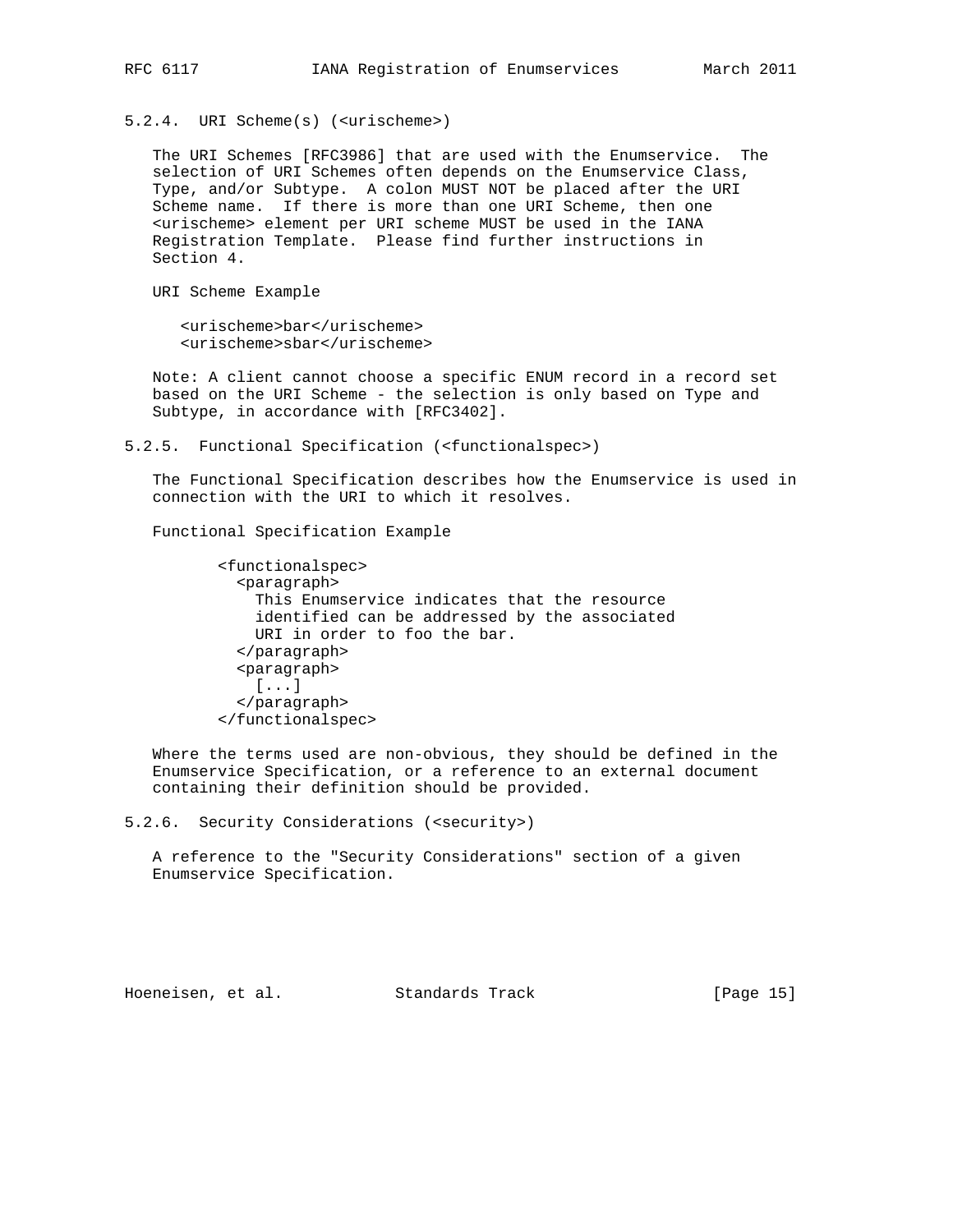#### 5.2.4. URI Scheme(s) (<urischeme>)

The URI Schemes [RFC3986] that are used with the Enumservice. The selection of URI Schemes often depends on the Enumservice Class, Type, and/or Subtype. A colon MUST NOT be placed after the URI Scheme name. If there is more than one URI Scheme, then one <urischeme> element per URI scheme MUST be used in the IANA Registration Template. Please find further instructions in Section 4.

URI Scheme Example

```
<urischeme>bar</urischeme>
<urischeme>sbar</urischeme>
```

Note: A client cannot choose a specific ENUM record in a record set based on the URI Scheme - the selection is only based on Type and Subtype, in accordance with [RFC3402].

#### 5.2.5. Functional Specification (<functionalspec>)

The Functional Specification describes how the Enumservice is used in connection with the URI to which it resolves.

Functional Specification Example

```
<functionalspec>
  <paragraph>
    This Enumservice indicates that the resource
    identified can be addressed by the associated
    URI in order to foo the bar.
  </paragraph>
  <paragraph>
    [...]
  </paragraph>
</functionalspec>
```

Where the terms used are non-obvious, they should be defined in the Enumservice Specification, or a reference to an external document containing their definition should be provided.

#### 5.2.6. Security Considerations (<security>)

A reference to the "Security Considerations" section of a given Enumservice Specification.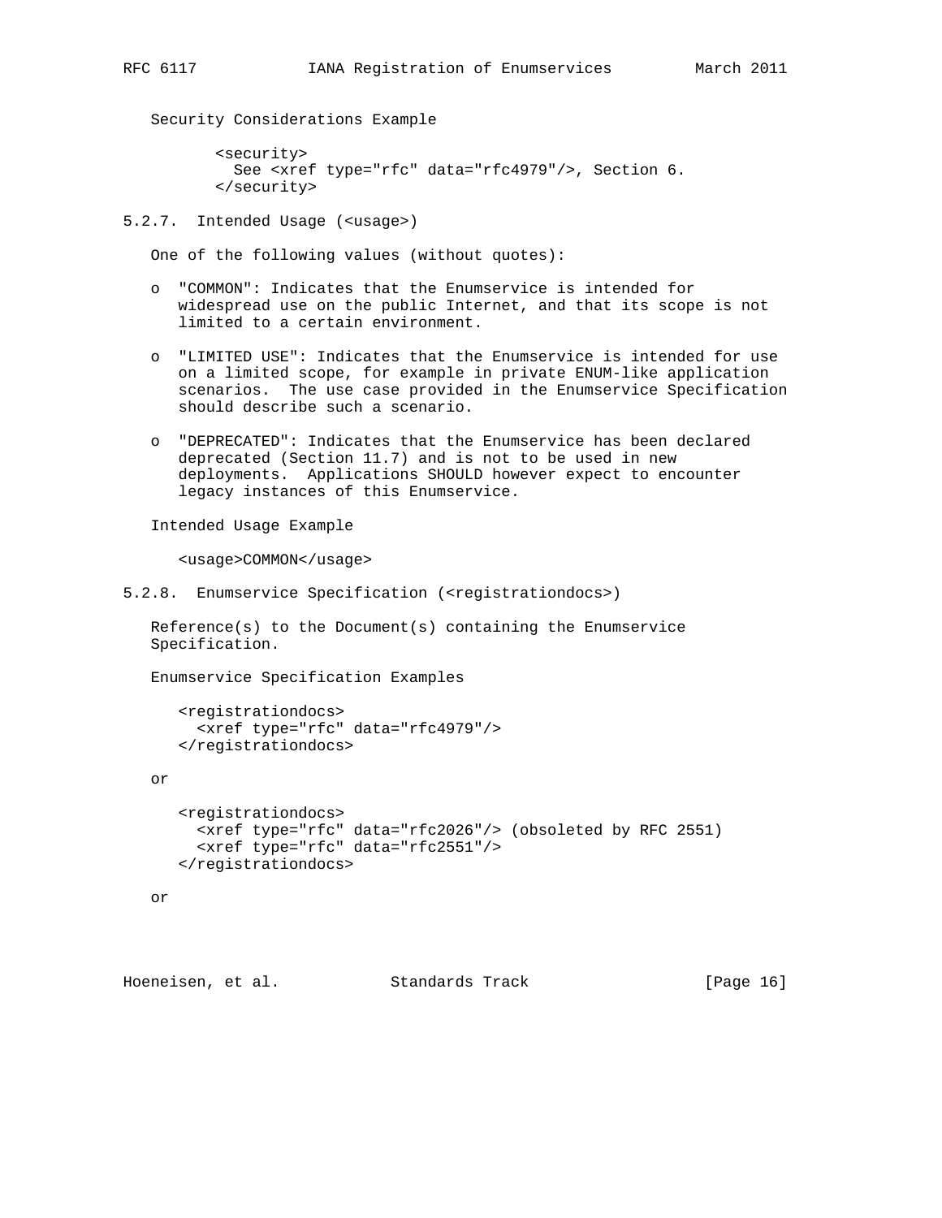Security Considerations Example

```
      <security>
        See <xref type="rfc" data="rfc4979"/>, Section 6.
      </security>
```

#### 5.2.7. Intended Usage (<usage>)

One of the following values (without quotes):

- "COMMON": Indicates that the Enumservice is intended for widespread use on the public Internet, and that its scope is not limited to a certain environment.

- "LIMITED USE": Indicates that the Enumservice is intended for use on a limited scope, for example in private ENUM-like application scenarios. The use case provided in the Enumservice Specification should describe such a scenario.

- "DEPRECATED": Indicates that the Enumservice has been declared deprecated (Section 11.7) and is not to be used in new deployments. Applications SHOULD however expect to encounter legacy instances of this Enumservice.

Intended Usage Example

```
   <usage>COMMON</usage>
```

#### 5.2.8. Enumservice Specification (<registrationdocs>)

Reference(s) to the Document(s) containing the Enumservice Specification.

Enumservice Specification Examples

```
   <registrationdocs>
     <xref type="rfc" data="rfc4979"/>
   </registrationdocs>
```

or

```
   <registrationdocs>
     <xref type="rfc" data="rfc2026"/> (obsoleted by RFC 2551)
     <xref type="rfc" data="rfc2551"/>
   </registrationdocs>
```

or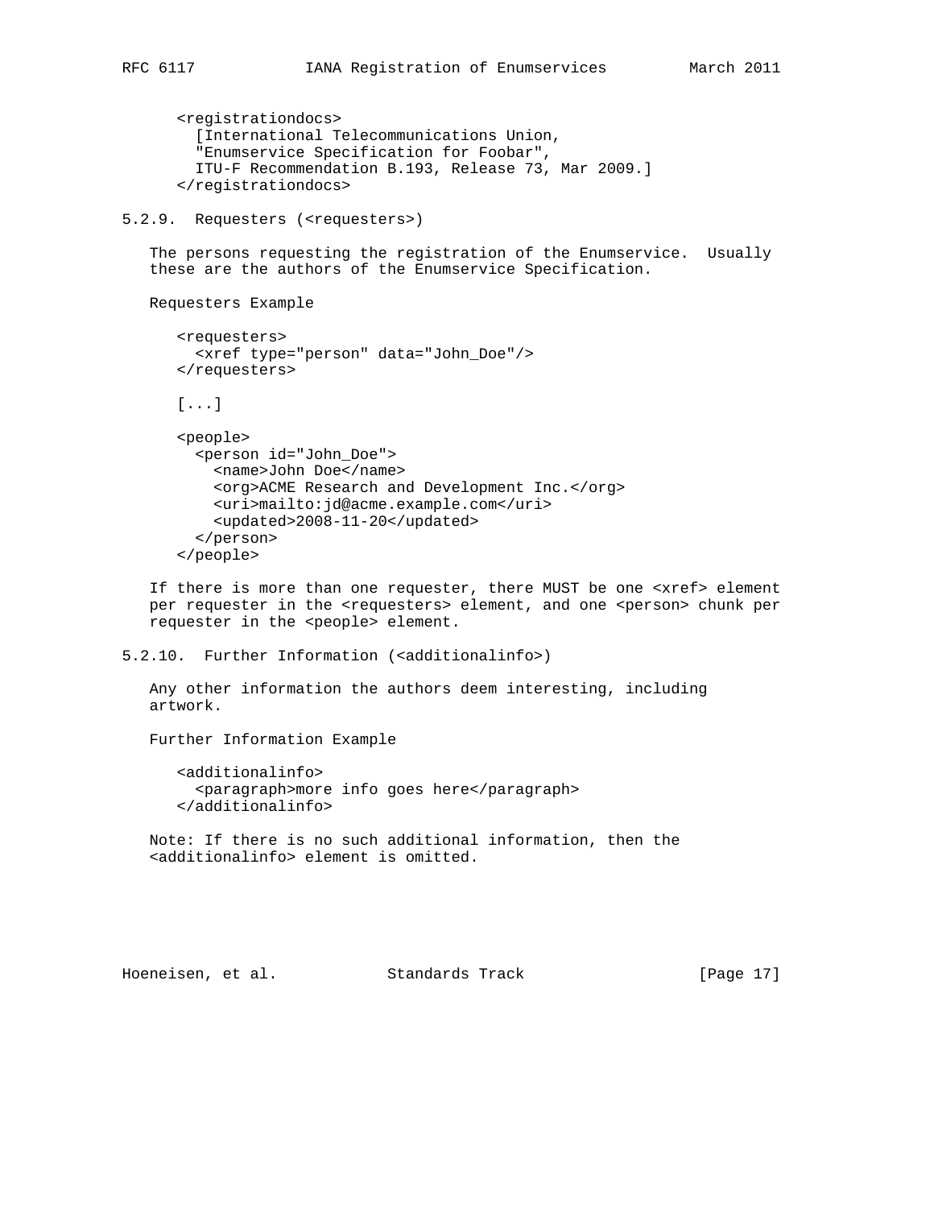```
<registrationdocs>
  [International Telecommunications Union,
  "Enumservice Specification for Foobar",
  ITU-F Recommendation B.193, Release 73, Mar 2009.]
</registrationdocs>
```

### 5.2.9. Requesters (<requesters>)

The persons requesting the registration of the Enumservice. Usually these are the authors of the Enumservice Specification.

Requesters Example

```
<requesters>
  <xref type="person" data="John_Doe"/>
</requesters>

[...]

<people>
  <person id="John_Doe">
    <name>John Doe</name>
    <org>ACME Research and Development Inc.</org>
    <uri>mailto:jd@acme.example.com</uri>
    <updated>2008-11-20</updated>
  </person>
</people>
```

If there is more than one requester, there MUST be one <xref> element per requester in the <requesters> element, and one <person> chunk per requester in the <people> element.

### 5.2.10. Further Information (<additionalinfo>)

Any other information the authors deem interesting, including artwork.

Further Information Example

```
<additionalinfo>
  <paragraph>more info goes here</paragraph>
</additionalinfo>
```

Note: If there is no such additional information, then the <additionalinfo> element is omitted.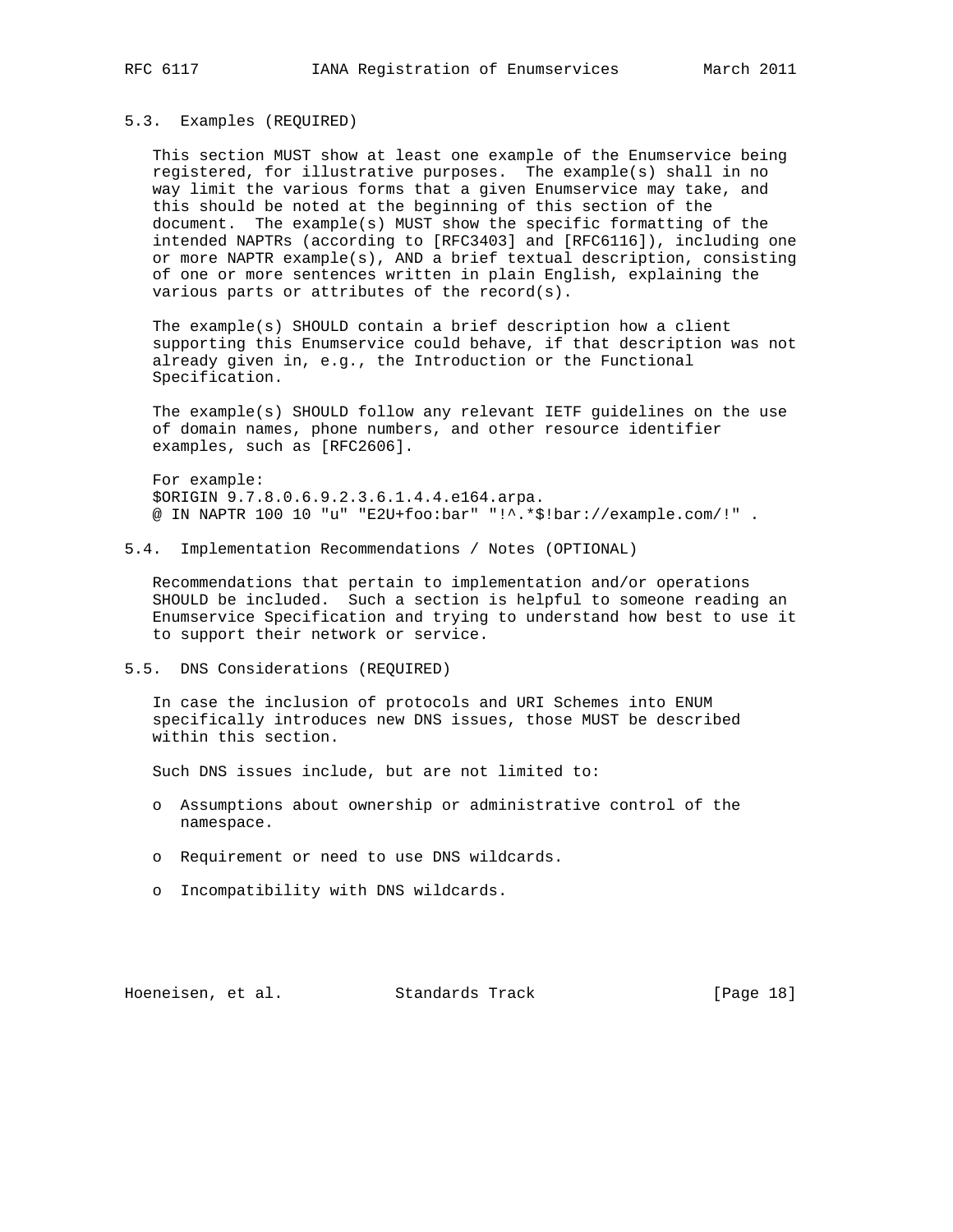### 5.3. Examples (REQUIRED)

This section MUST show at least one example of the Enumservice being registered, for illustrative purposes. The example(s) shall in no way limit the various forms that a given Enumservice may take, and this should be noted at the beginning of this section of the document. The example(s) MUST show the specific formatting of the intended NAPTRs (according to [RFC3403] and [RFC6116]), including one or more NAPTR example(s), AND a brief textual description, consisting of one or more sentences written in plain English, explaining the various parts or attributes of the record(s).

The example(s) SHOULD contain a brief description how a client supporting this Enumservice could behave, if that description was not already given in, e.g., the Introduction or the Functional Specification.

The example(s) SHOULD follow any relevant IETF guidelines on the use of domain names, phone numbers, and other resource identifier examples, such as [RFC2606].

For example:

```
$ORIGIN 9.7.8.0.6.9.2.3.6.1.4.4.e164.arpa.
@ IN NAPTR 100 10 "u" "E2U+foo:bar" "!^.*$!bar://example.com/!" .
```

### 5.4. Implementation Recommendations / Notes (OPTIONAL)

Recommendations that pertain to implementation and/or operations SHOULD be included. Such a section is helpful to someone reading an Enumservice Specification and trying to understand how best to use it to support their network or service.

### 5.5. DNS Considerations (REQUIRED)

In case the inclusion of protocols and URI Schemes into ENUM specifically introduces new DNS issues, those MUST be described within this section.

Such DNS issues include, but are not limited to:

- Assumptions about ownership or administrative control of the namespace.
- Requirement or need to use DNS wildcards.
- Incompatibility with DNS wildcards.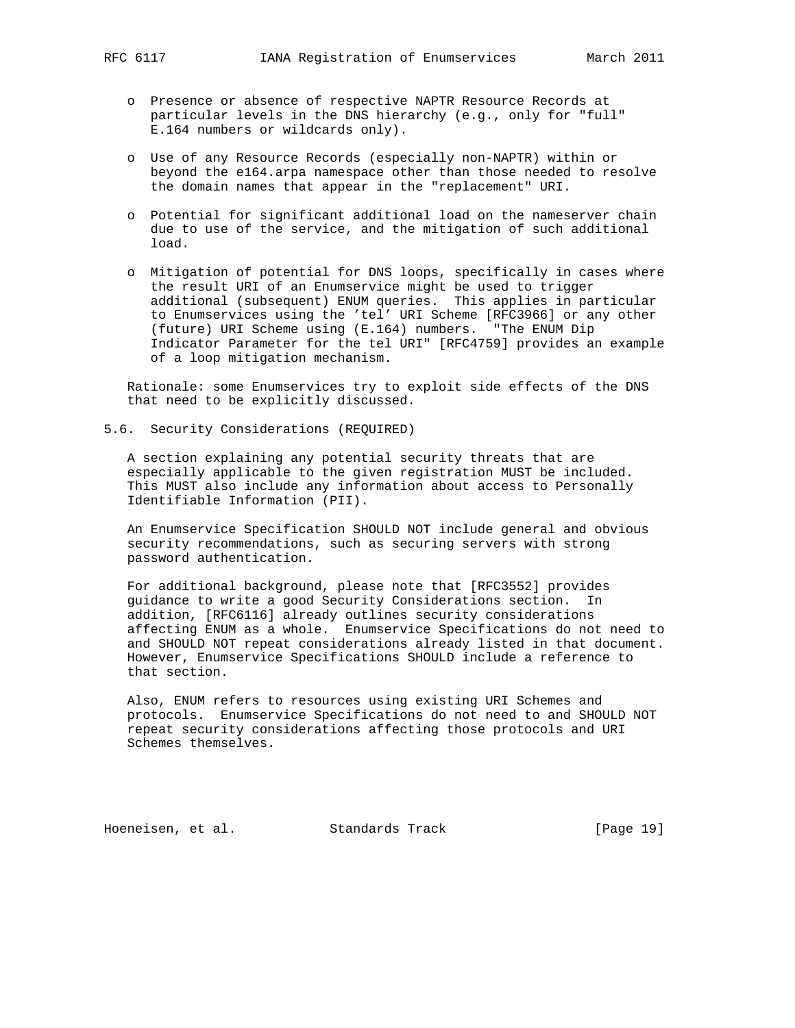- Presence or absence of respective NAPTR Resource Records at particular levels in the DNS hierarchy (e.g., only for "full" E.164 numbers or wildcards only).

- Use of any Resource Records (especially non-NAPTR) within or beyond the e164.arpa namespace other than those needed to resolve the domain names that appear in the "replacement" URI.

- Potential for significant additional load on the nameserver chain due to use of the service, and the mitigation of such additional load.

- Mitigation of potential for DNS loops, specifically in cases where the result URI of an Enumservice might be used to trigger additional (subsequent) ENUM queries. This applies in particular to Enumservices using the 'tel' URI Scheme [RFC3966] or any other (future) URI Scheme using (E.164) numbers. "The ENUM Dip Indicator Parameter for the tel URI" [RFC4759] provides an example of a loop mitigation mechanism.

Rationale: some Enumservices try to exploit side effects of the DNS that need to be explicitly discussed.

### 5.6. Security Considerations (REQUIRED)

A section explaining any potential security threats that are especially applicable to the given registration MUST be included. This MUST also include any information about access to Personally Identifiable Information (PII).

An Enumservice Specification SHOULD NOT include general and obvious security recommendations, such as securing servers with strong password authentication.

For additional background, please note that [RFC3552] provides guidance to write a good Security Considerations section. In addition, [RFC6116] already outlines security considerations affecting ENUM as a whole. Enumservice Specifications do not need to and SHOULD NOT repeat considerations already listed in that document. However, Enumservice Specifications SHOULD include a reference to that section.

Also, ENUM refers to resources using existing URI Schemes and protocols. Enumservice Specifications do not need to and SHOULD NOT repeat security considerations affecting those protocols and URI Schemes themselves.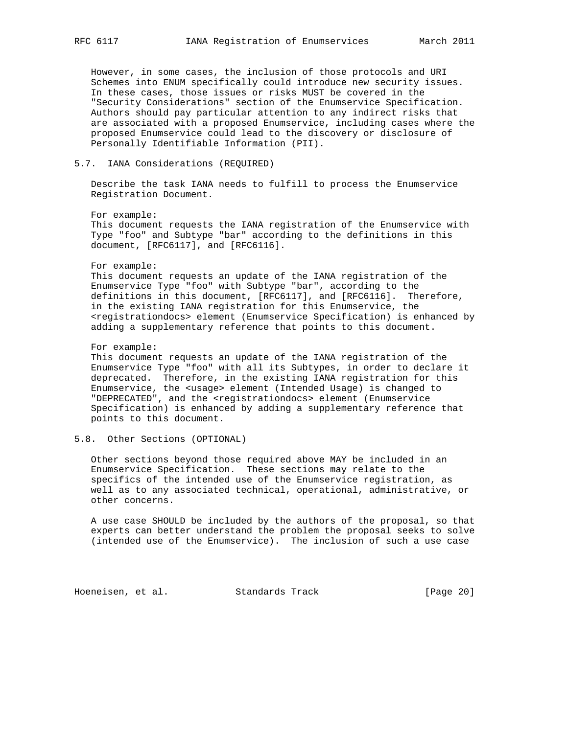However, in some cases, the inclusion of those protocols and URI Schemes into ENUM specifically could introduce new security issues. In these cases, those issues or risks MUST be covered in the "Security Considerations" section of the Enumservice Specification. Authors should pay particular attention to any indirect risks that are associated with a proposed Enumservice, including cases where the proposed Enumservice could lead to the discovery or disclosure of Personally Identifiable Information (PII).

### 5.7. IANA Considerations (REQUIRED)

Describe the task IANA needs to fulfill to process the Enumservice Registration Document.

For example:
This document requests the IANA registration of the Enumservice with Type "foo" and Subtype "bar" according to the definitions in this document, [RFC6117], and [RFC6116].

For example:
This document requests an update of the IANA registration of the Enumservice Type "foo" with Subtype "bar", according to the definitions in this document, [RFC6117], and [RFC6116]. Therefore, in the existing IANA registration for this Enumservice, the <registrationdocs> element (Enumservice Specification) is enhanced by adding a supplementary reference that points to this document.

For example:
This document requests an update of the IANA registration of the Enumservice Type "foo" with all its Subtypes, in order to declare it deprecated. Therefore, in the existing IANA registration for this Enumservice, the <usage> element (Intended Usage) is changed to "DEPRECATED", and the <registrationdocs> element (Enumservice Specification) is enhanced by adding a supplementary reference that points to this document.

### 5.8. Other Sections (OPTIONAL)

Other sections beyond those required above MAY be included in an Enumservice Specification. These sections may relate to the specifics of the intended use of the Enumservice registration, as well as to any associated technical, operational, administrative, or other concerns.

A use case SHOULD be included by the authors of the proposal, so that experts can better understand the problem the proposal seeks to solve (intended use of the Enumservice). The inclusion of such a use case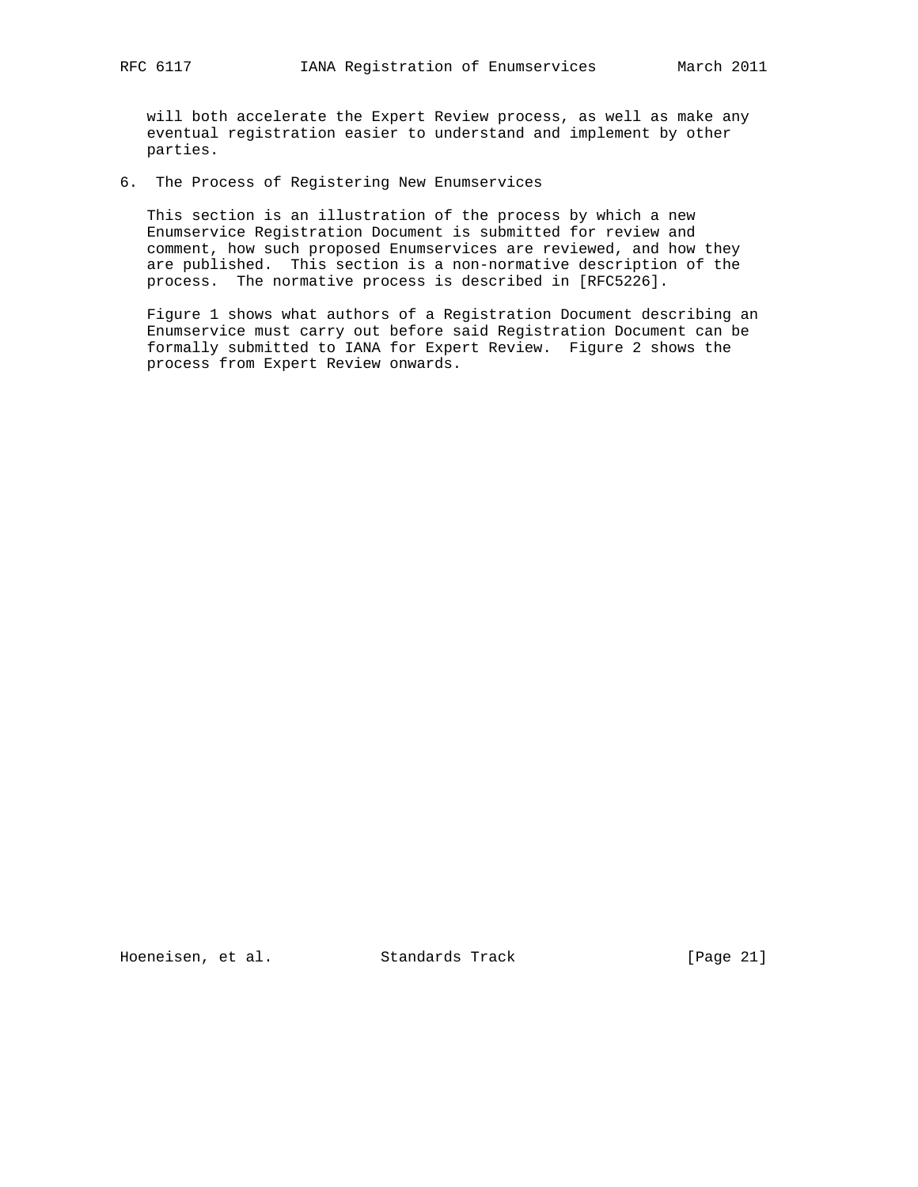will both accelerate the Expert Review process, as well as make any eventual registration easier to understand and implement by other parties.

## 6. The Process of Registering New Enumservices

This section is an illustration of the process by which a new Enumservice Registration Document is submitted for review and comment, how such proposed Enumservices are reviewed, and how they are published. This section is a non-normative description of the process. The normative process is described in [RFC5226].

Figure 1 shows what authors of a Registration Document describing an Enumservice must carry out before said Registration Document can be formally submitted to IANA for Expert Review. Figure 2 shows the process from Expert Review onwards.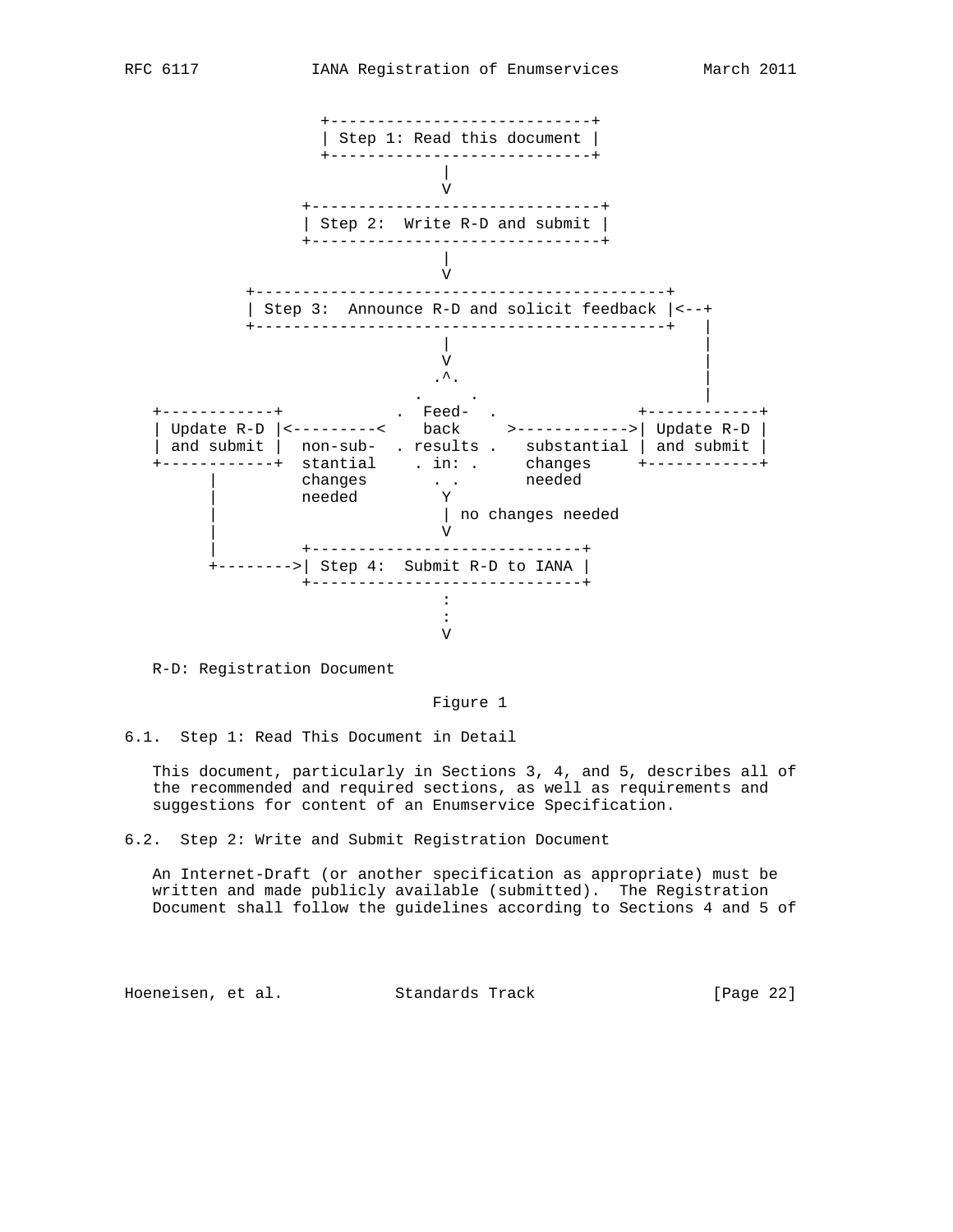```
                  +----------------------------+
                  | Step 1: Read this document |
                  +----------------------------+
                                |
                                V
                +-------------------------------+
                | Step 2:  Write R-D and submit |
                +-------------------------------+
                                |
                                V
          +--------------------------------------------+
          | Step 3:  Announce R-D and solicit feedback |<--+
          +--------------------------------------------+   |
                                |                          |
                                V                          |
                               .^.                         |
                             .     .                       |
   +------------+          .  Feed-  .             +------------+
   | Update R-D |<---------<    back     >------------>| Update R-D |
   | and submit |  non-sub-  . results .   substantial | and submit |
   +------------+  stantial    . in: .     changes     +------------+
         |         changes       . .       needed
         |         needed         Y
         |                        | no changes needed
         |                        V
         |         +-----------------------------+
         +-------->| Step 4:  Submit R-D to IANA |
                   +-----------------------------+
                                  :
                                  :
                                  V
```

R-D: Registration Document

Figure 1

## 6.1. Step 1: Read This Document in Detail

This document, particularly in Sections 3, 4, and 5, describes all of the recommended and required sections, as well as requirements and suggestions for content of an Enumservice Specification.

## 6.2. Step 2: Write and Submit Registration Document

An Internet-Draft (or another specification as appropriate) must be written and made publicly available (submitted). The Registration Document shall follow the guidelines according to Sections 4 and 5 of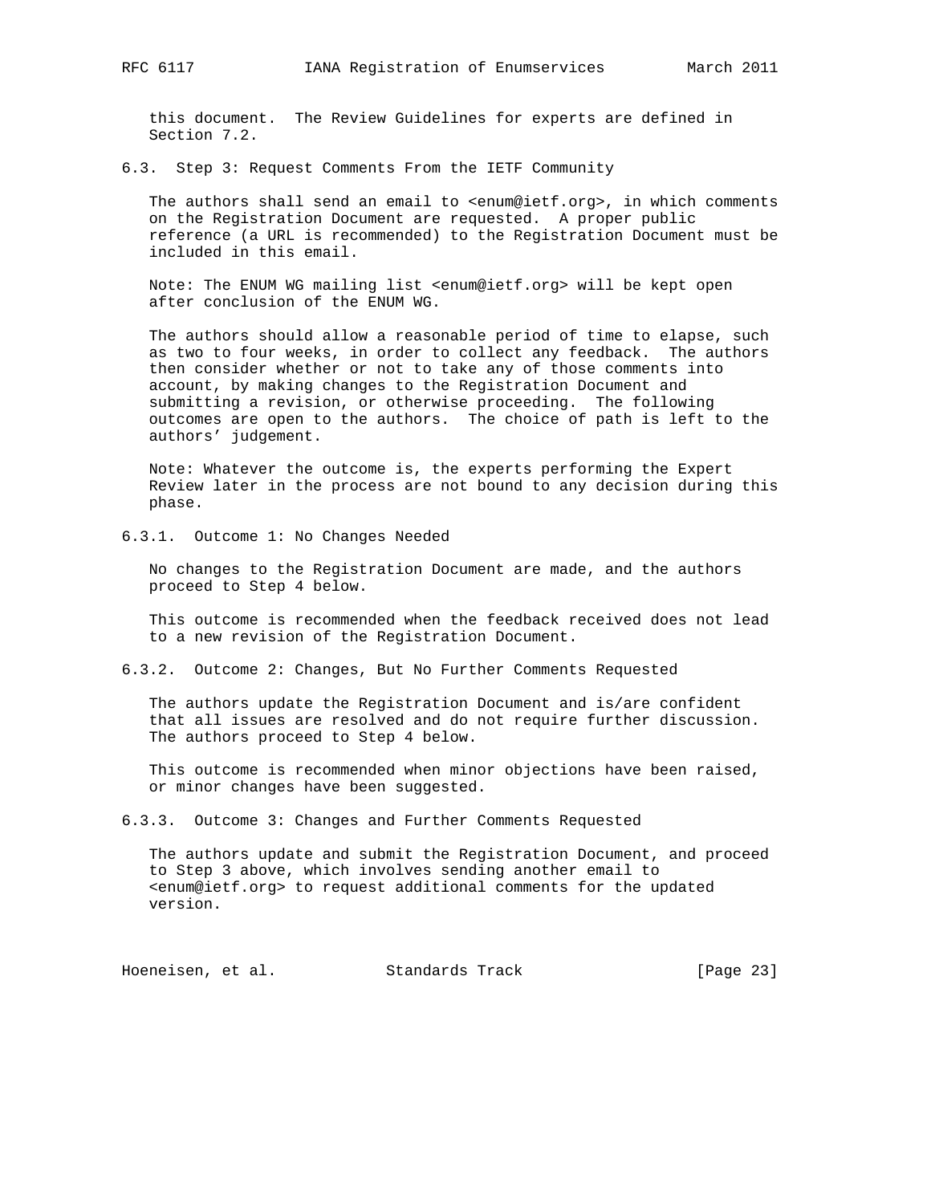this document. The Review Guidelines for experts are defined in Section 7.2.

### 6.3. Step 3: Request Comments From the IETF Community

The authors shall send an email to <enum@ietf.org>, in which comments on the Registration Document are requested. A proper public reference (a URL is recommended) to the Registration Document must be included in this email.

Note: The ENUM WG mailing list <enum@ietf.org> will be kept open after conclusion of the ENUM WG.

The authors should allow a reasonable period of time to elapse, such as two to four weeks, in order to collect any feedback. The authors then consider whether or not to take any of those comments into account, by making changes to the Registration Document and submitting a revision, or otherwise proceeding. The following outcomes are open to the authors. The choice of path is left to the authors' judgement.

Note: Whatever the outcome is, the experts performing the Expert Review later in the process are not bound to any decision during this phase.

#### 6.3.1. Outcome 1: No Changes Needed

No changes to the Registration Document are made, and the authors proceed to Step 4 below.

This outcome is recommended when the feedback received does not lead to a new revision of the Registration Document.

#### 6.3.2. Outcome 2: Changes, But No Further Comments Requested

The authors update the Registration Document and is/are confident that all issues are resolved and do not require further discussion. The authors proceed to Step 4 below.

This outcome is recommended when minor objections have been raised, or minor changes have been suggested.

#### 6.3.3. Outcome 3: Changes and Further Comments Requested

The authors update and submit the Registration Document, and proceed to Step 3 above, which involves sending another email to <enum@ietf.org> to request additional comments for the updated version.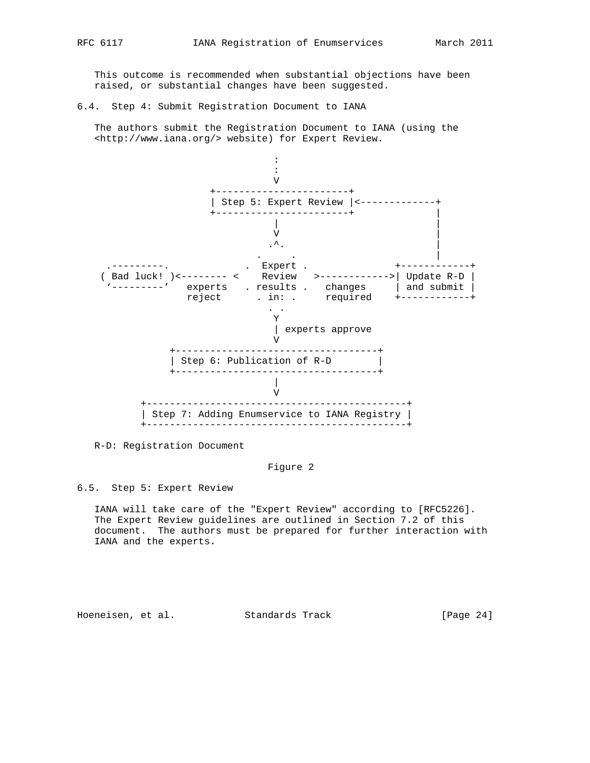This outcome is recommended when substantial objections have been raised, or substantial changes have been suggested.

### 6.4. Step 4: Submit Registration Document to IANA

The authors submit the Registration Document to IANA (using the <http://www.iana.org/> website) for Expert Review.

```
                           :
                           :
                           V
                  +-----------------------+
                  | Step 5: Expert Review |<-------------+
                  +-----------------------+              |
                           |                             |
                           V                             |
                          .^.                            |
                        .     .                          |
  .---------.         .  Expert .             +------------+
 ( Bad luck! )<-------- <    Review   >------------>| Update R-D |
  '---------'   experts   . results .   changes     | and submit |
                reject      . in: .     required    +------------+
                          . .
                           Y
                           | experts approve
                           V
            +-----------------------------------+
            | Step 6: Publication of R-D        |
            +-----------------------------------+
                           |
                           V
       +--------------------------------------------+
       | Step 7: Adding Enumservice to IANA Registry |
       +--------------------------------------------+
```

R-D: Registration Document

Figure 2

### 6.5. Step 5: Expert Review

IANA will take care of the "Expert Review" according to [RFC5226]. The Expert Review guidelines are outlined in Section 7.2 of this document. The authors must be prepared for further interaction with IANA and the experts.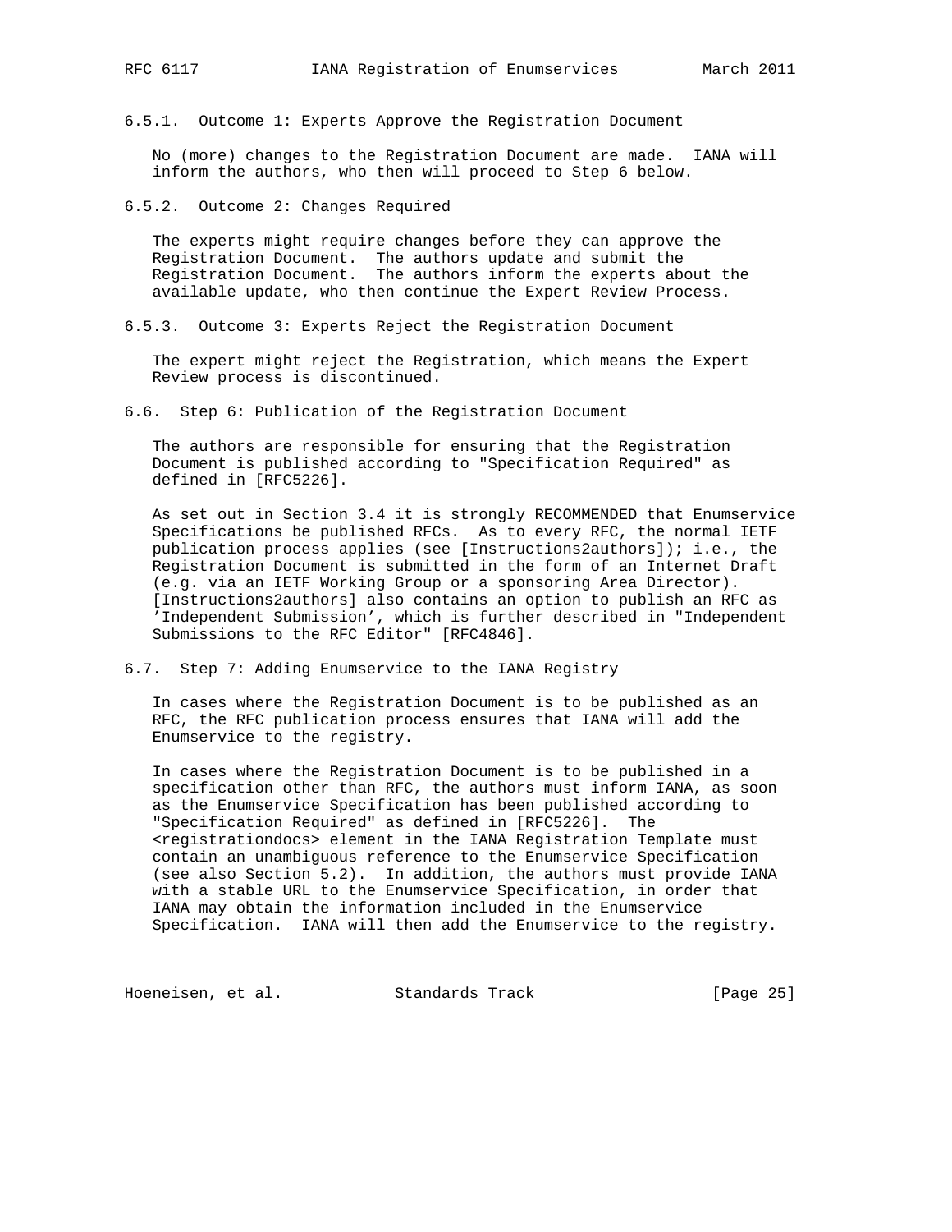#### 6.5.1. Outcome 1: Experts Approve the Registration Document

No (more) changes to the Registration Document are made. IANA will inform the authors, who then will proceed to Step 6 below.

#### 6.5.2. Outcome 2: Changes Required

The experts might require changes before they can approve the Registration Document. The authors update and submit the Registration Document. The authors inform the experts about the available update, who then continue the Expert Review Process.

#### 6.5.3. Outcome 3: Experts Reject the Registration Document

The expert might reject the Registration, which means the Expert Review process is discontinued.

### 6.6. Step 6: Publication of the Registration Document

The authors are responsible for ensuring that the Registration Document is published according to "Specification Required" as defined in [RFC5226].

As set out in Section 3.4 it is strongly RECOMMENDED that Enumservice Specifications be published RFCs. As to every RFC, the normal IETF publication process applies (see [Instructions2authors]); i.e., the Registration Document is submitted in the form of an Internet Draft (e.g. via an IETF Working Group or a sponsoring Area Director). [Instructions2authors] also contains an option to publish an RFC as 'Independent Submission', which is further described in "Independent Submissions to the RFC Editor" [RFC4846].

### 6.7. Step 7: Adding Enumservice to the IANA Registry

In cases where the Registration Document is to be published as an RFC, the RFC publication process ensures that IANA will add the Enumservice to the registry.

In cases where the Registration Document is to be published in a specification other than RFC, the authors must inform IANA, as soon as the Enumservice Specification has been published according to "Specification Required" as defined in [RFC5226]. The <registrationdocs> element in the IANA Registration Template must contain an unambiguous reference to the Enumservice Specification (see also Section 5.2). In addition, the authors must provide IANA with a stable URL to the Enumservice Specification, in order that IANA may obtain the information included in the Enumservice Specification. IANA will then add the Enumservice to the registry.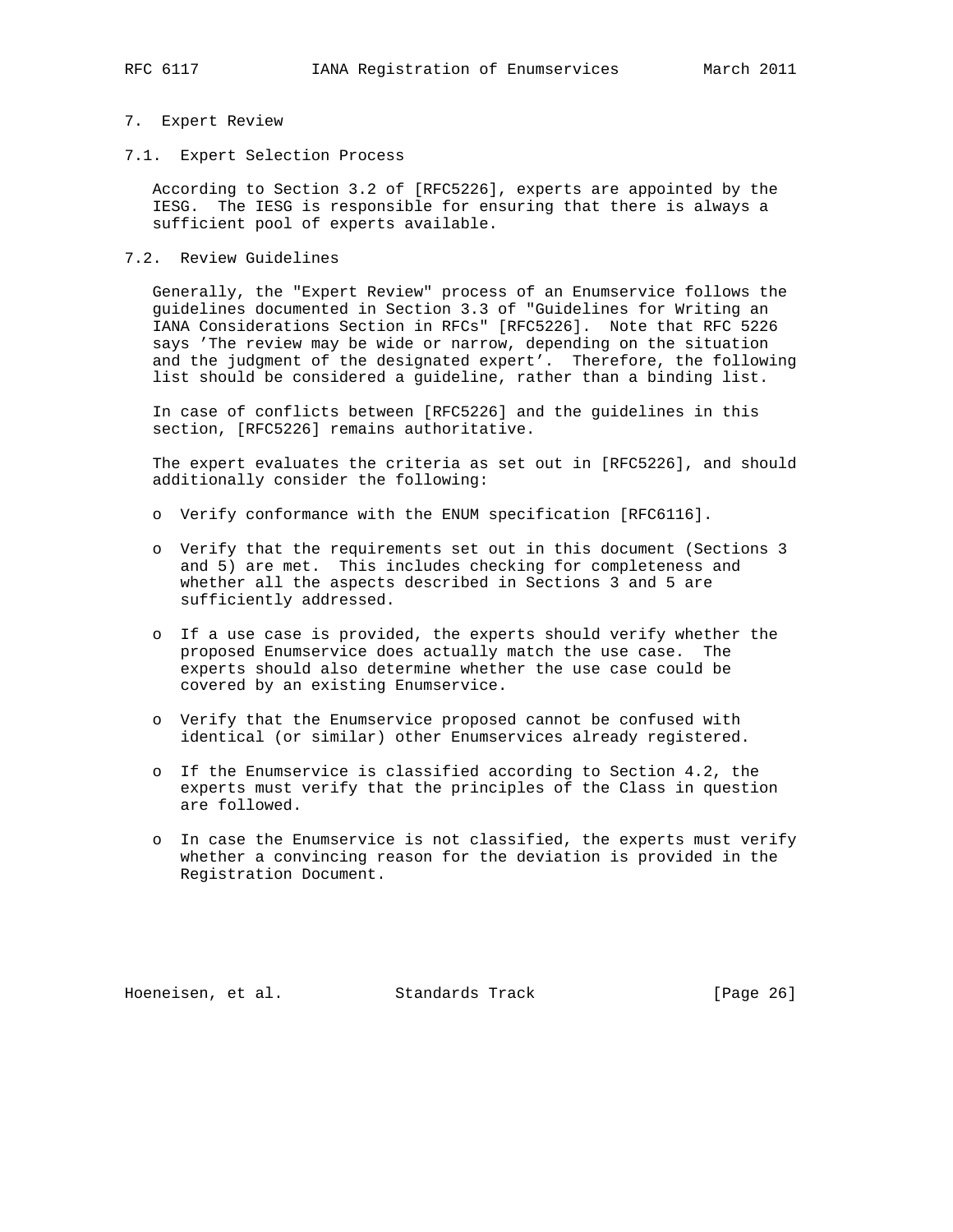## 7. Expert Review

### 7.1. Expert Selection Process

According to Section 3.2 of [RFC5226], experts are appointed by the IESG. The IESG is responsible for ensuring that there is always a sufficient pool of experts available.

### 7.2. Review Guidelines

Generally, the "Expert Review" process of an Enumservice follows the guidelines documented in Section 3.3 of "Guidelines for Writing an IANA Considerations Section in RFCs" [RFC5226]. Note that RFC 5226 says 'The review may be wide or narrow, depending on the situation and the judgment of the designated expert'. Therefore, the following list should be considered a guideline, rather than a binding list.

In case of conflicts between [RFC5226] and the guidelines in this section, [RFC5226] remains authoritative.

The expert evaluates the criteria as set out in [RFC5226], and should additionally consider the following:

- Verify conformance with the ENUM specification [RFC6116].
- Verify that the requirements set out in this document (Sections 3 and 5) are met. This includes checking for completeness and whether all the aspects described in Sections 3 and 5 are sufficiently addressed.
- If a use case is provided, the experts should verify whether the proposed Enumservice does actually match the use case. The experts should also determine whether the use case could be covered by an existing Enumservice.
- Verify that the Enumservice proposed cannot be confused with identical (or similar) other Enumservices already registered.
- If the Enumservice is classified according to Section 4.2, the experts must verify that the principles of the Class in question are followed.
- In case the Enumservice is not classified, the experts must verify whether a convincing reason for the deviation is provided in the Registration Document.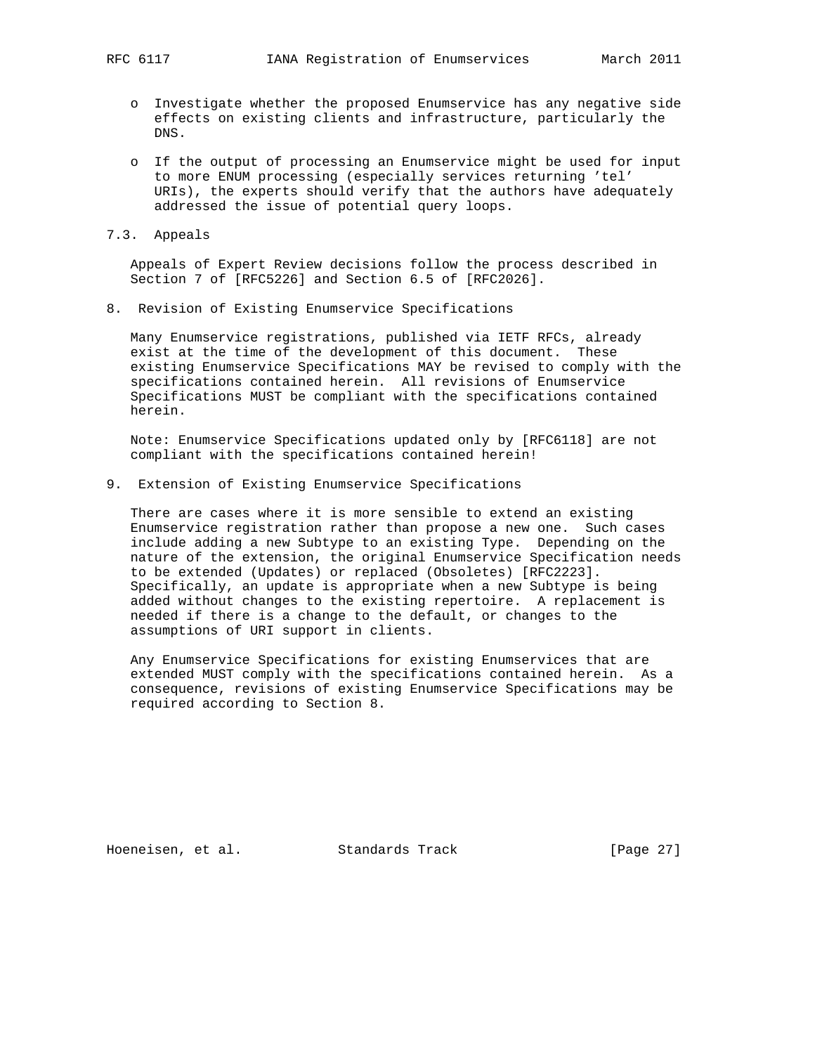- Investigate whether the proposed Enumservice has any negative side effects on existing clients and infrastructure, particularly the DNS.

- If the output of processing an Enumservice might be used for input to more ENUM processing (especially services returning 'tel' URIs), the experts should verify that the authors have adequately addressed the issue of potential query loops.

### 7.3. Appeals

Appeals of Expert Review decisions follow the process described in Section 7 of [RFC5226] and Section 6.5 of [RFC2026].

## 8. Revision of Existing Enumservice Specifications

Many Enumservice registrations, published via IETF RFCs, already exist at the time of the development of this document. These existing Enumservice Specifications MAY be revised to comply with the specifications contained herein. All revisions of Enumservice Specifications MUST be compliant with the specifications contained herein.

Note: Enumservice Specifications updated only by [RFC6118] are not compliant with the specifications contained herein!

## 9. Extension of Existing Enumservice Specifications

There are cases where it is more sensible to extend an existing Enumservice registration rather than propose a new one. Such cases include adding a new Subtype to an existing Type. Depending on the nature of the extension, the original Enumservice Specification needs to be extended (Updates) or replaced (Obsoletes) [RFC2223]. Specifically, an update is appropriate when a new Subtype is being added without changes to the existing repertoire. A replacement is needed if there is a change to the default, or changes to the assumptions of URI support in clients.

Any Enumservice Specifications for existing Enumservices that are extended MUST comply with the specifications contained herein. As a consequence, revisions of existing Enumservice Specifications may be required according to Section 8.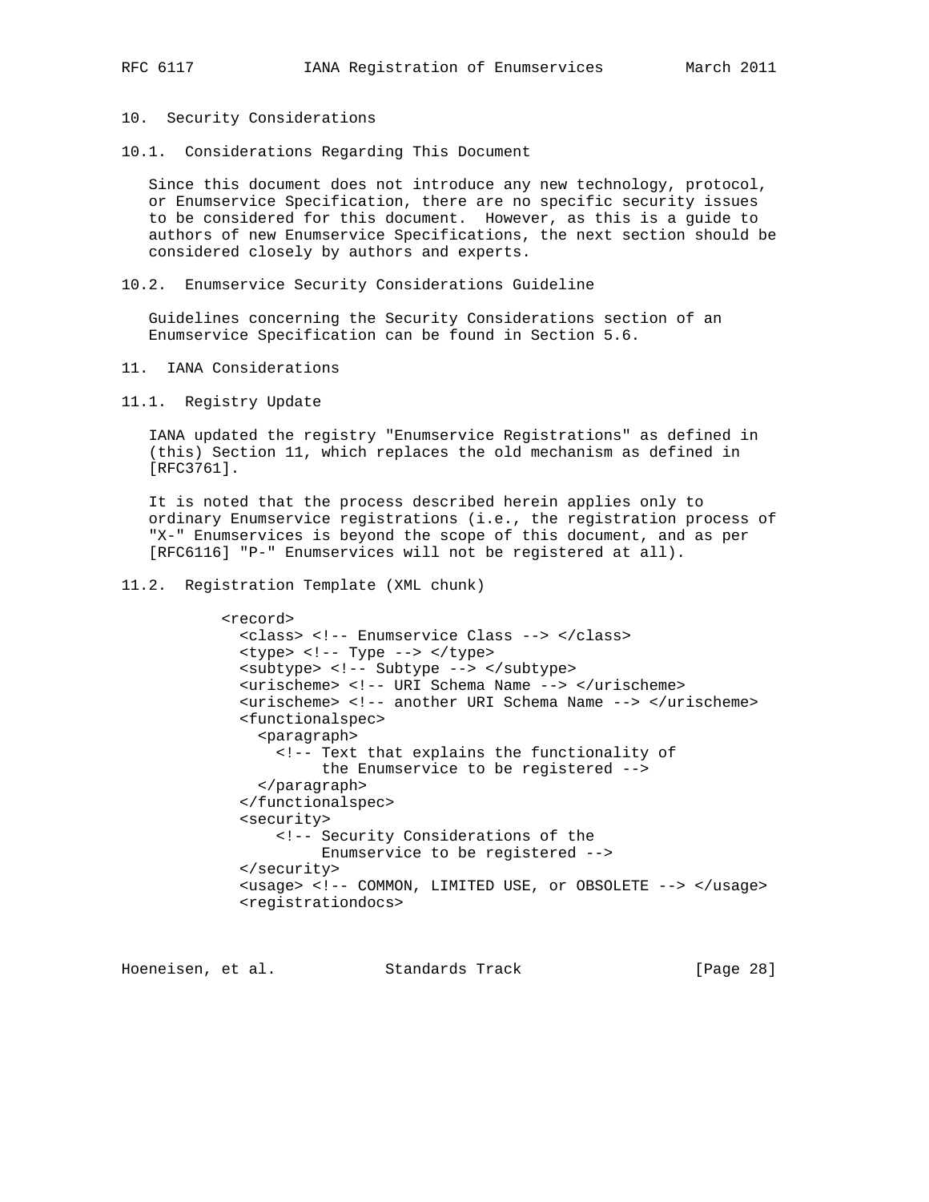## 10. Security Considerations

### 10.1. Considerations Regarding This Document

Since this document does not introduce any new technology, protocol, or Enumservice Specification, there are no specific security issues to be considered for this document. However, as this is a guide to authors of new Enumservice Specifications, the next section should be considered closely by authors and experts.

### 10.2. Enumservice Security Considerations Guideline

Guidelines concerning the Security Considerations section of an Enumservice Specification can be found in Section 5.6.

## 11. IANA Considerations

### 11.1. Registry Update

IANA updated the registry "Enumservice Registrations" as defined in (this) Section 11, which replaces the old mechanism as defined in [RFC3761].

It is noted that the process described herein applies only to ordinary Enumservice registrations (i.e., the registration process of "X-" Enumservices is beyond the scope of this document, and as per [RFC6116] "P-" Enumservices will not be registered at all).

### 11.2. Registration Template (XML chunk)

```
<record>
  <class> <!-- Enumservice Class --> </class>
  <type> <!-- Type --> </type>
  <subtype> <!-- Subtype --> </subtype>
  <urischeme> <!-- URI Schema Name --> </urischeme>
  <urischeme> <!-- another URI Schema Name --> </urischeme>
  <functionalspec>
    <paragraph>
      <!-- Text that explains the functionality of
           the Enumservice to be registered -->
    </paragraph>
  </functionalspec>
  <security>
      <!-- Security Considerations of the
           Enumservice to be registered -->
  </security>
  <usage> <!-- COMMON, LIMITED USE, or OBSOLETE --> </usage>
  <registrationdocs>
```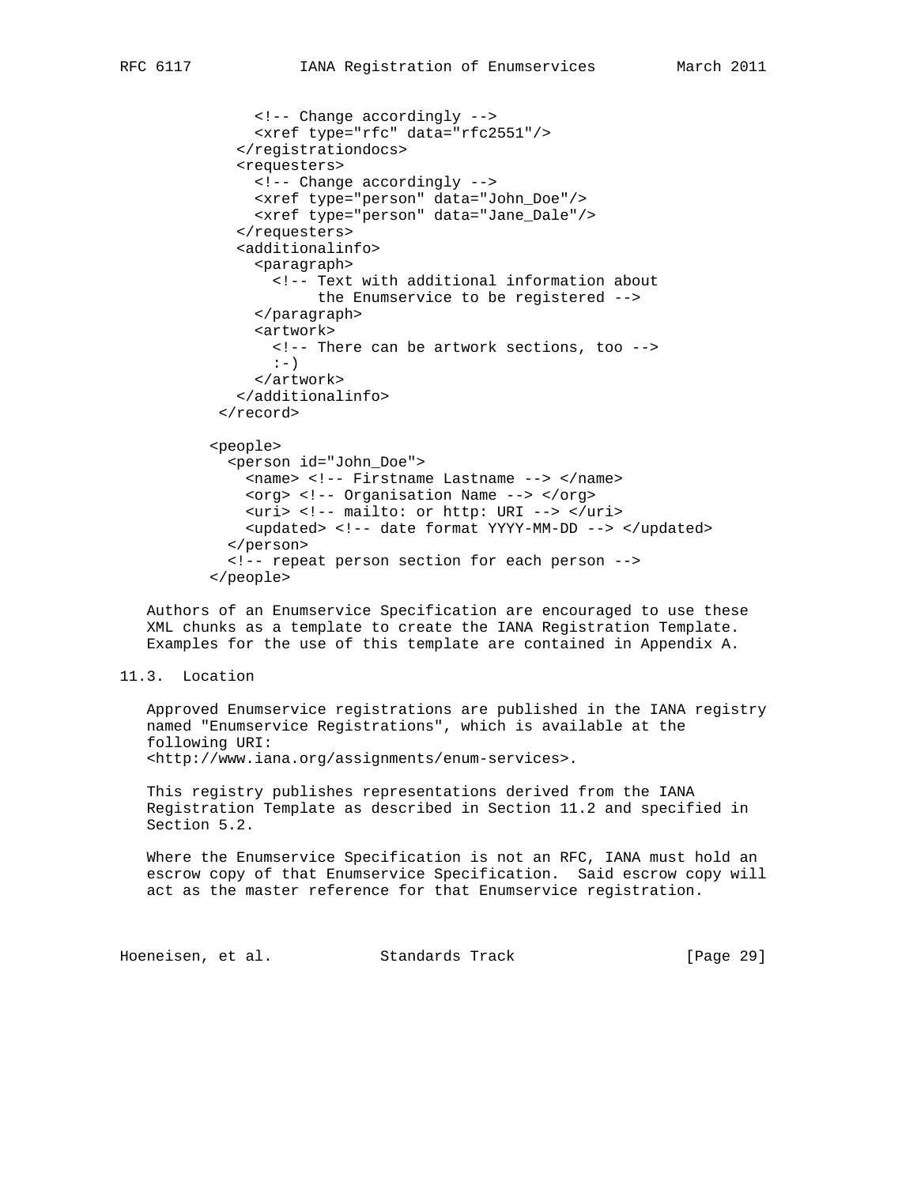```
              <!-- Change accordingly -->
              <xref type="rfc" data="rfc2551"/>
            </registrationdocs>
            <requesters>
              <!-- Change accordingly -->
              <xref type="person" data="John_Doe"/>
              <xref type="person" data="Jane_Dale"/>
            </requesters>
            <additionalinfo>
              <paragraph>
                <!-- Text with additional information about
                     the Enumservice to be registered -->
              </paragraph>
              <artwork>
                <!-- There can be artwork sections, too -->
                :-)
              </artwork>
            </additionalinfo>
          </record>

        <people>
          <person id="John_Doe">
            <name> <!-- Firstname Lastname --> </name>
            <org> <!-- Organisation Name --> </org>
            <uri> <!-- mailto: or http: URI --> </uri>
            <updated> <!-- date format YYYY-MM-DD --> </updated>
          </person>
          <!-- repeat person section for each person -->
        </people>
```

Authors of an Enumservice Specification are encouraged to use these XML chunks as a template to create the IANA Registration Template. Examples for the use of this template are contained in Appendix A.

### 11.3. Location

Approved Enumservice registrations are published in the IANA registry named "Enumservice Registrations", which is available at the following URI: <http://www.iana.org/assignments/enum-services>.

This registry publishes representations derived from the IANA Registration Template as described in Section 11.2 and specified in Section 5.2.

Where the Enumservice Specification is not an RFC, IANA must hold an escrow copy of that Enumservice Specification. Said escrow copy will act as the master reference for that Enumservice registration.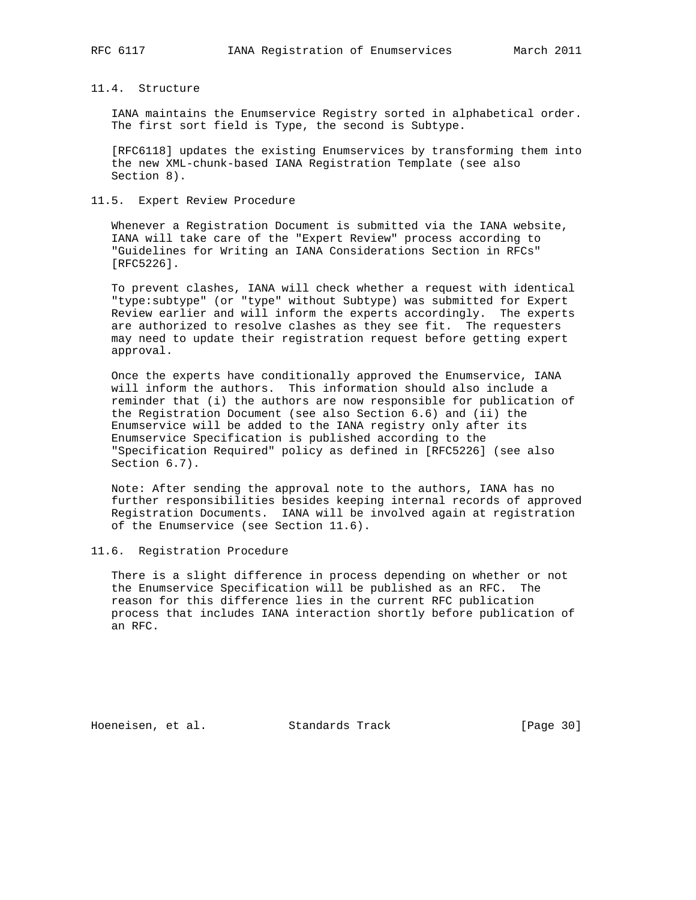### 11.4. Structure

IANA maintains the Enumservice Registry sorted in alphabetical order. The first sort field is Type, the second is Subtype.

[RFC6118] updates the existing Enumservices by transforming them into the new XML-chunk-based IANA Registration Template (see also Section 8).

### 11.5. Expert Review Procedure

Whenever a Registration Document is submitted via the IANA website, IANA will take care of the "Expert Review" process according to "Guidelines for Writing an IANA Considerations Section in RFCs" [RFC5226].

To prevent clashes, IANA will check whether a request with identical "type:subtype" (or "type" without Subtype) was submitted for Expert Review earlier and will inform the experts accordingly. The experts are authorized to resolve clashes as they see fit. The requesters may need to update their registration request before getting expert approval.

Once the experts have conditionally approved the Enumservice, IANA will inform the authors. This information should also include a reminder that (i) the authors are now responsible for publication of the Registration Document (see also Section 6.6) and (ii) the Enumservice will be added to the IANA registry only after its Enumservice Specification is published according to the "Specification Required" policy as defined in [RFC5226] (see also Section 6.7).

Note: After sending the approval note to the authors, IANA has no further responsibilities besides keeping internal records of approved Registration Documents. IANA will be involved again at registration of the Enumservice (see Section 11.6).

### 11.6. Registration Procedure

There is a slight difference in process depending on whether or not the Enumservice Specification will be published as an RFC. The reason for this difference lies in the current RFC publication process that includes IANA interaction shortly before publication of an RFC.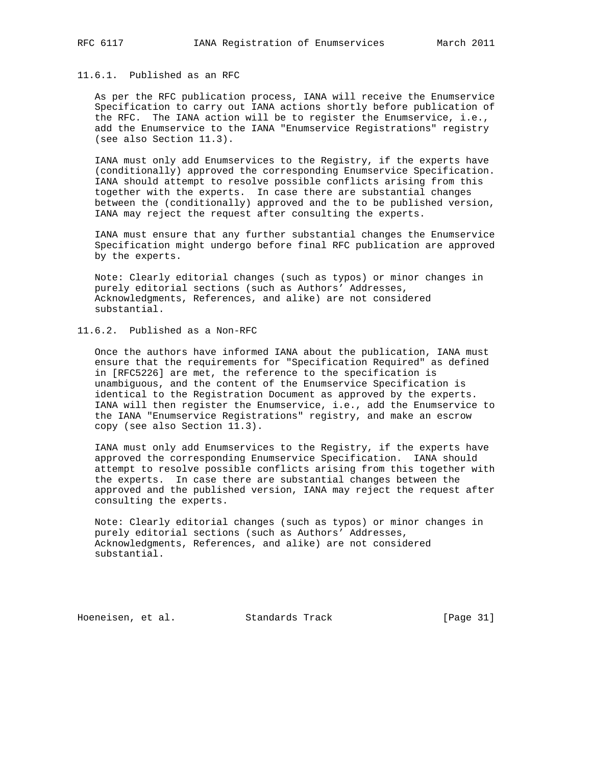### 11.6.1. Published as an RFC

As per the RFC publication process, IANA will receive the Enumservice Specification to carry out IANA actions shortly before publication of the RFC. The IANA action will be to register the Enumservice, i.e., add the Enumservice to the IANA "Enumservice Registrations" registry (see also Section 11.3).

IANA must only add Enumservices to the Registry, if the experts have (conditionally) approved the corresponding Enumservice Specification. IANA should attempt to resolve possible conflicts arising from this together with the experts. In case there are substantial changes between the (conditionally) approved and the to be published version, IANA may reject the request after consulting the experts.

IANA must ensure that any further substantial changes the Enumservice Specification might undergo before final RFC publication are approved by the experts.

Note: Clearly editorial changes (such as typos) or minor changes in purely editorial sections (such as Authors' Addresses, Acknowledgments, References, and alike) are not considered substantial.

### 11.6.2. Published as a Non-RFC

Once the authors have informed IANA about the publication, IANA must ensure that the requirements for "Specification Required" as defined in [RFC5226] are met, the reference to the specification is unambiguous, and the content of the Enumservice Specification is identical to the Registration Document as approved by the experts. IANA will then register the Enumservice, i.e., add the Enumservice to the IANA "Enumservice Registrations" registry, and make an escrow copy (see also Section 11.3).

IANA must only add Enumservices to the Registry, if the experts have approved the corresponding Enumservice Specification. IANA should attempt to resolve possible conflicts arising from this together with the experts. In case there are substantial changes between the approved and the published version, IANA may reject the request after consulting the experts.

Note: Clearly editorial changes (such as typos) or minor changes in purely editorial sections (such as Authors' Addresses, Acknowledgments, References, and alike) are not considered substantial.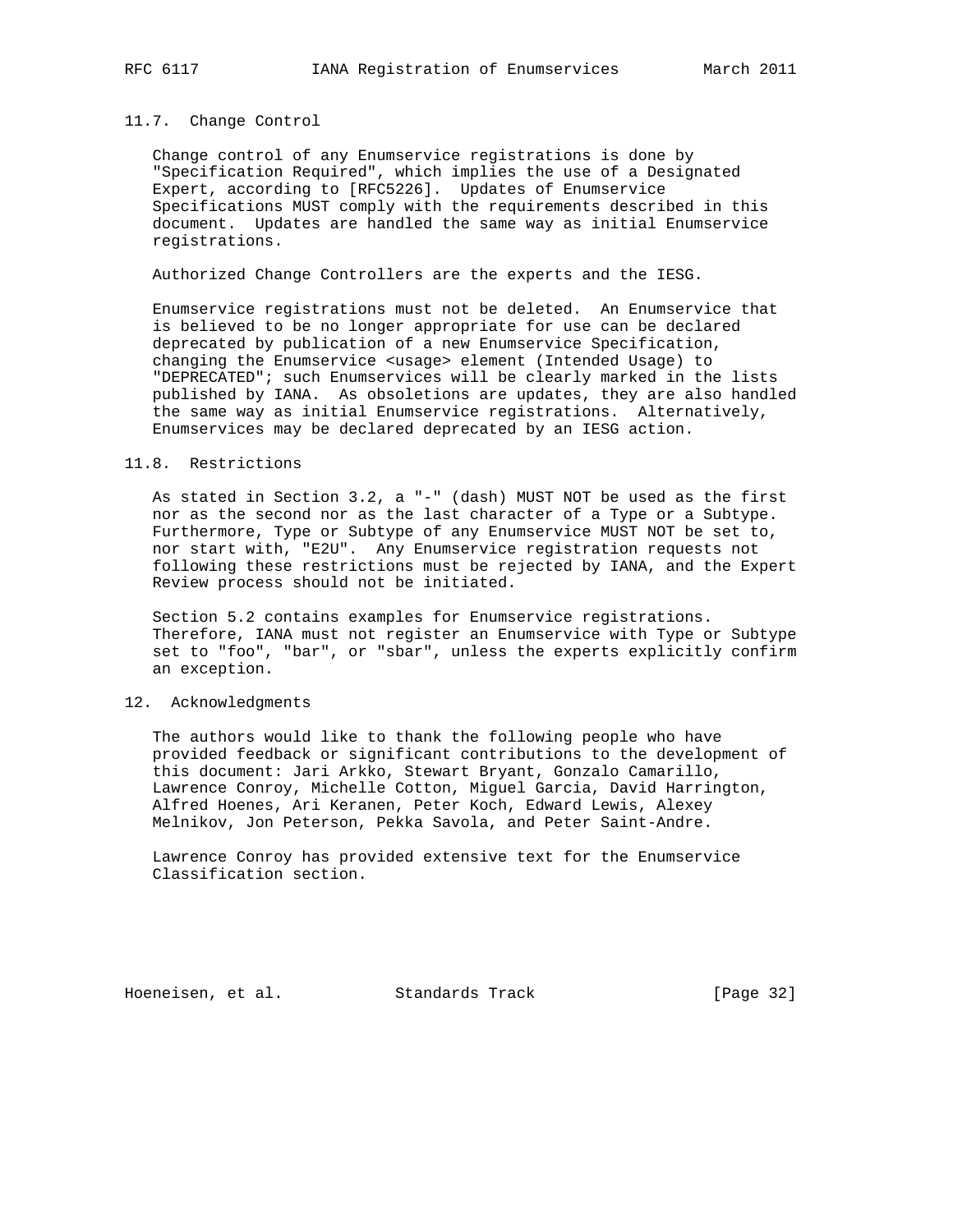### 11.7. Change Control

Change control of any Enumservice registrations is done by "Specification Required", which implies the use of a Designated Expert, according to [RFC5226]. Updates of Enumservice Specifications MUST comply with the requirements described in this document. Updates are handled the same way as initial Enumservice registrations.

Authorized Change Controllers are the experts and the IESG.

Enumservice registrations must not be deleted. An Enumservice that is believed to be no longer appropriate for use can be declared deprecated by publication of a new Enumservice Specification, changing the Enumservice <usage> element (Intended Usage) to "DEPRECATED"; such Enumservices will be clearly marked in the lists published by IANA. As obsoletions are updates, they are also handled the same way as initial Enumservice registrations. Alternatively, Enumservices may be declared deprecated by an IESG action.

### 11.8. Restrictions

As stated in Section 3.2, a "-" (dash) MUST NOT be used as the first nor as the second nor as the last character of a Type or a Subtype. Furthermore, Type or Subtype of any Enumservice MUST NOT be set to, nor start with, "E2U". Any Enumservice registration requests not following these restrictions must be rejected by IANA, and the Expert Review process should not be initiated.

Section 5.2 contains examples for Enumservice registrations. Therefore, IANA must not register an Enumservice with Type or Subtype set to "foo", "bar", or "sbar", unless the experts explicitly confirm an exception.

## 12. Acknowledgments

The authors would like to thank the following people who have provided feedback or significant contributions to the development of this document: Jari Arkko, Stewart Bryant, Gonzalo Camarillo, Lawrence Conroy, Michelle Cotton, Miguel Garcia, David Harrington, Alfred Hoenes, Ari Keranen, Peter Koch, Edward Lewis, Alexey Melnikov, Jon Peterson, Pekka Savola, and Peter Saint-Andre.

Lawrence Conroy has provided extensive text for the Enumservice Classification section.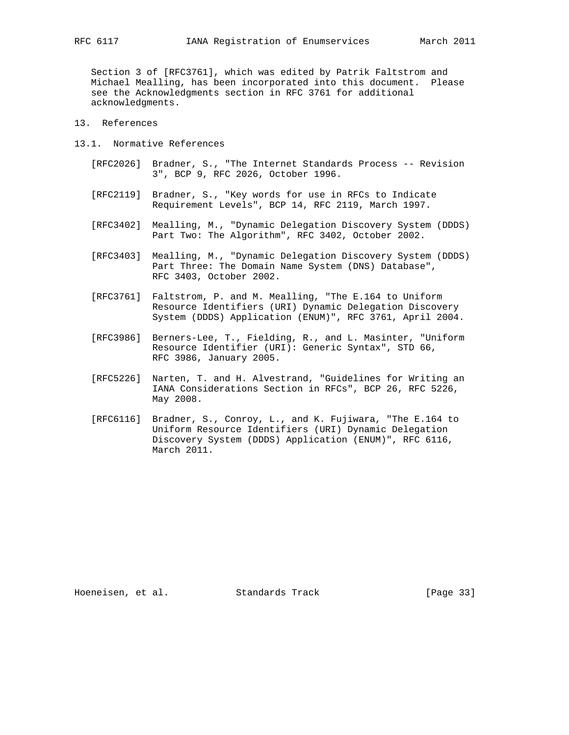Section 3 of [RFC3761], which was edited by Patrik Faltstrom and Michael Mealling, has been incorporated into this document. Please see the Acknowledgments section in RFC 3761 for additional acknowledgments.

## 13. References

### 13.1. Normative References

[RFC2026] Bradner, S., "The Internet Standards Process -- Revision 3", BCP 9, RFC 2026, October 1996.

[RFC2119] Bradner, S., "Key words for use in RFCs to Indicate Requirement Levels", BCP 14, RFC 2119, March 1997.

[RFC3402] Mealling, M., "Dynamic Delegation Discovery System (DDDS) Part Two: The Algorithm", RFC 3402, October 2002.

[RFC3403] Mealling, M., "Dynamic Delegation Discovery System (DDDS) Part Three: The Domain Name System (DNS) Database", RFC 3403, October 2002.

[RFC3761] Faltstrom, P. and M. Mealling, "The E.164 to Uniform Resource Identifiers (URI) Dynamic Delegation Discovery System (DDDS) Application (ENUM)", RFC 3761, April 2004.

[RFC3986] Berners-Lee, T., Fielding, R., and L. Masinter, "Uniform Resource Identifier (URI): Generic Syntax", STD 66, RFC 3986, January 2005.

[RFC5226] Narten, T. and H. Alvestrand, "Guidelines for Writing an IANA Considerations Section in RFCs", BCP 26, RFC 5226, May 2008.

[RFC6116] Bradner, S., Conroy, L., and K. Fujiwara, "The E.164 to Uniform Resource Identifiers (URI) Dynamic Delegation Discovery System (DDDS) Application (ENUM)", RFC 6116, March 2011.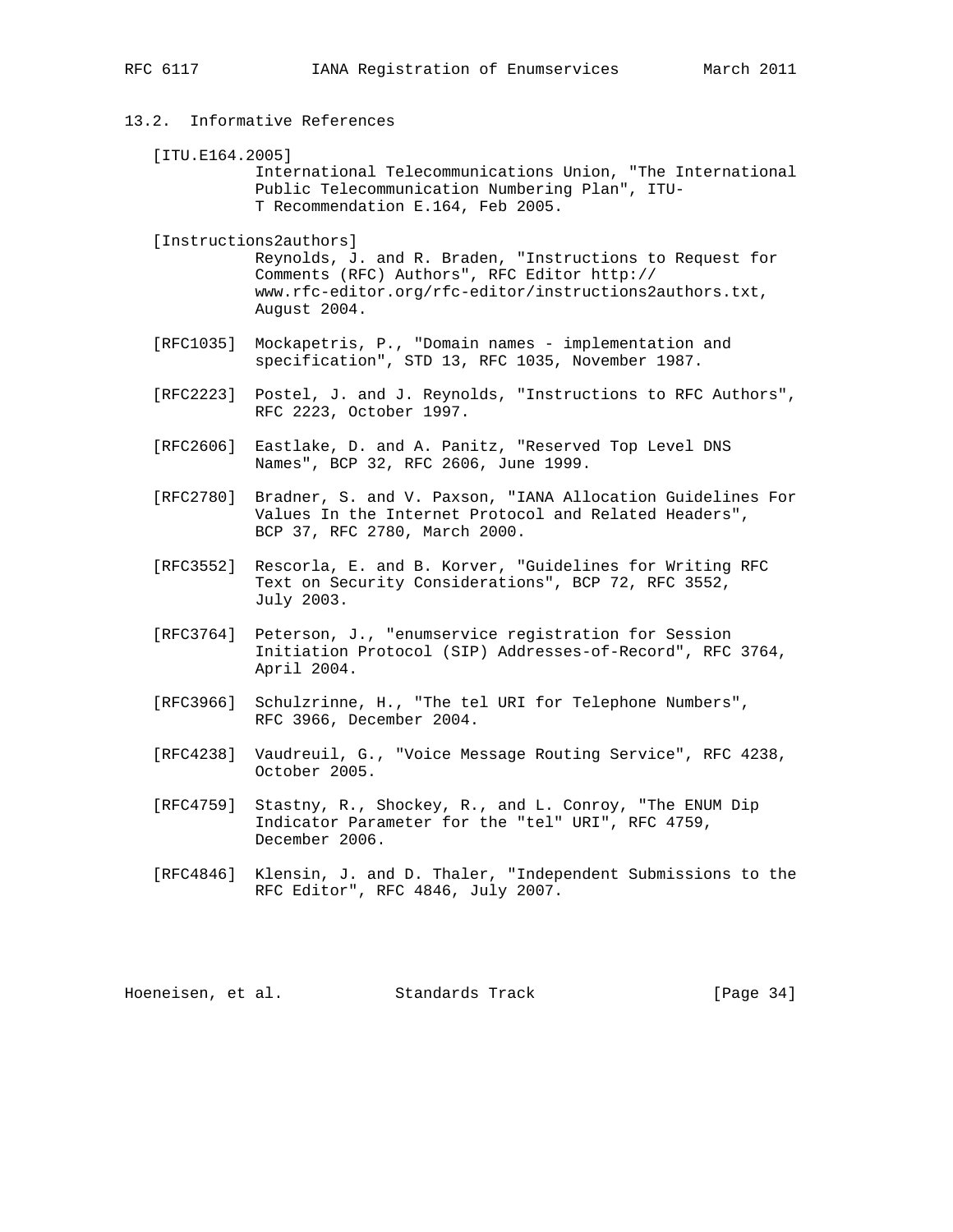## 13.2. Informative References

[ITU.E164.2005]
International Telecommunications Union, "The International Public Telecommunication Numbering Plan", ITU-T Recommendation E.164, Feb 2005.

[Instructions2authors]
Reynolds, J. and R. Braden, "Instructions to Request for Comments (RFC) Authors", RFC Editor http://www.rfc-editor.org/rfc-editor/instructions2authors.txt, August 2004.

[RFC1035] Mockapetris, P., "Domain names - implementation and specification", STD 13, RFC 1035, November 1987.

[RFC2223] Postel, J. and J. Reynolds, "Instructions to RFC Authors", RFC 2223, October 1997.

[RFC2606] Eastlake, D. and A. Panitz, "Reserved Top Level DNS Names", BCP 32, RFC 2606, June 1999.

[RFC2780] Bradner, S. and V. Paxson, "IANA Allocation Guidelines For Values In the Internet Protocol and Related Headers", BCP 37, RFC 2780, March 2000.

[RFC3552] Rescorla, E. and B. Korver, "Guidelines for Writing RFC Text on Security Considerations", BCP 72, RFC 3552, July 2003.

[RFC3764] Peterson, J., "enumservice registration for Session Initiation Protocol (SIP) Addresses-of-Record", RFC 3764, April 2004.

[RFC3966] Schulzrinne, H., "The tel URI for Telephone Numbers", RFC 3966, December 2004.

[RFC4238] Vaudreuil, G., "Voice Message Routing Service", RFC 4238, October 2005.

[RFC4759] Stastny, R., Shockey, R., and L. Conroy, "The ENUM Dip Indicator Parameter for the "tel" URI", RFC 4759, December 2006.

[RFC4846] Klensin, J. and D. Thaler, "Independent Submissions to the RFC Editor", RFC 4846, July 2007.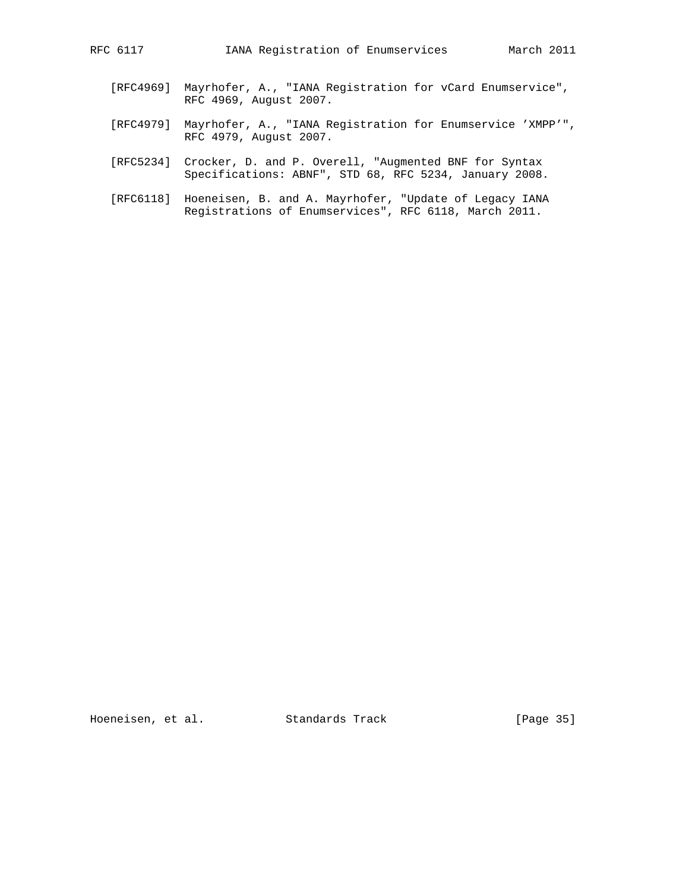[RFC4969] Mayrhofer, A., "IANA Registration for vCard Enumservice", RFC 4969, August 2007.

[RFC4979] Mayrhofer, A., "IANA Registration for Enumservice 'XMPP'", RFC 4979, August 2007.

[RFC5234] Crocker, D. and P. Overell, "Augmented BNF for Syntax Specifications: ABNF", STD 68, RFC 5234, January 2008.

[RFC6118] Hoeneisen, B. and A. Mayrhofer, "Update of Legacy IANA Registrations of Enumservices", RFC 6118, March 2011.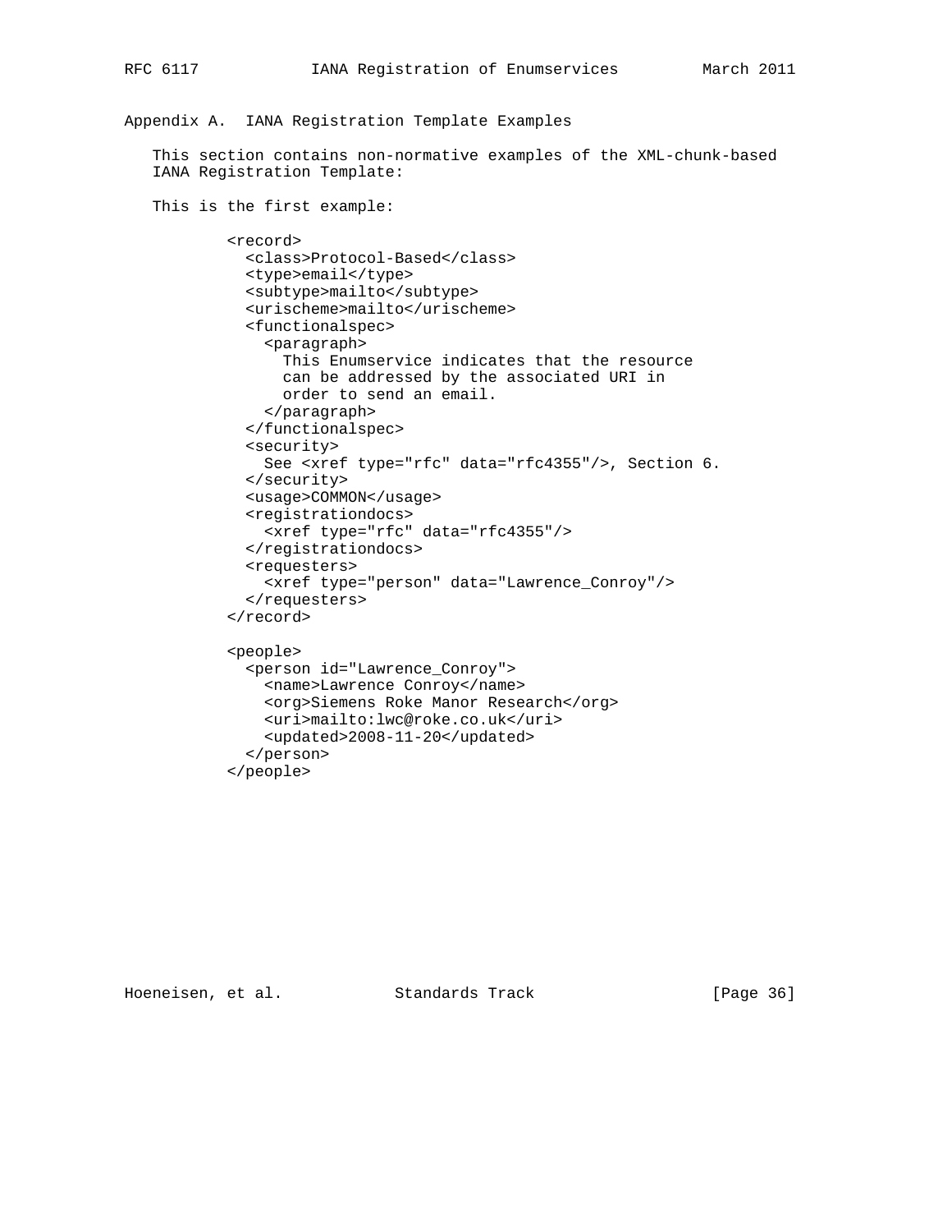## Appendix A. IANA Registration Template Examples

This section contains non-normative examples of the XML-chunk-based IANA Registration Template:

This is the first example:

```
<record>
  <class>Protocol-Based</class>
  <type>email</type>
  <subtype>mailto</subtype>
  <urischeme>mailto</urischeme>
  <functionalspec>
    <paragraph>
      This Enumservice indicates that the resource
      can be addressed by the associated URI in
      order to send an email.
    </paragraph>
  </functionalspec>
  <security>
    See <xref type="rfc" data="rfc4355"/>, Section 6.
  </security>
  <usage>COMMON</usage>
  <registrationdocs>
    <xref type="rfc" data="rfc4355"/>
  </registrationdocs>
  <requesters>
    <xref type="person" data="Lawrence_Conroy"/>
  </requesters>
</record>

<people>
  <person id="Lawrence_Conroy">
    <name>Lawrence Conroy</name>
    <org>Siemens Roke Manor Research</org>
    <uri>mailto:lwc@roke.co.uk</uri>
    <updated>2008-11-20</updated>
  </person>
</people>
```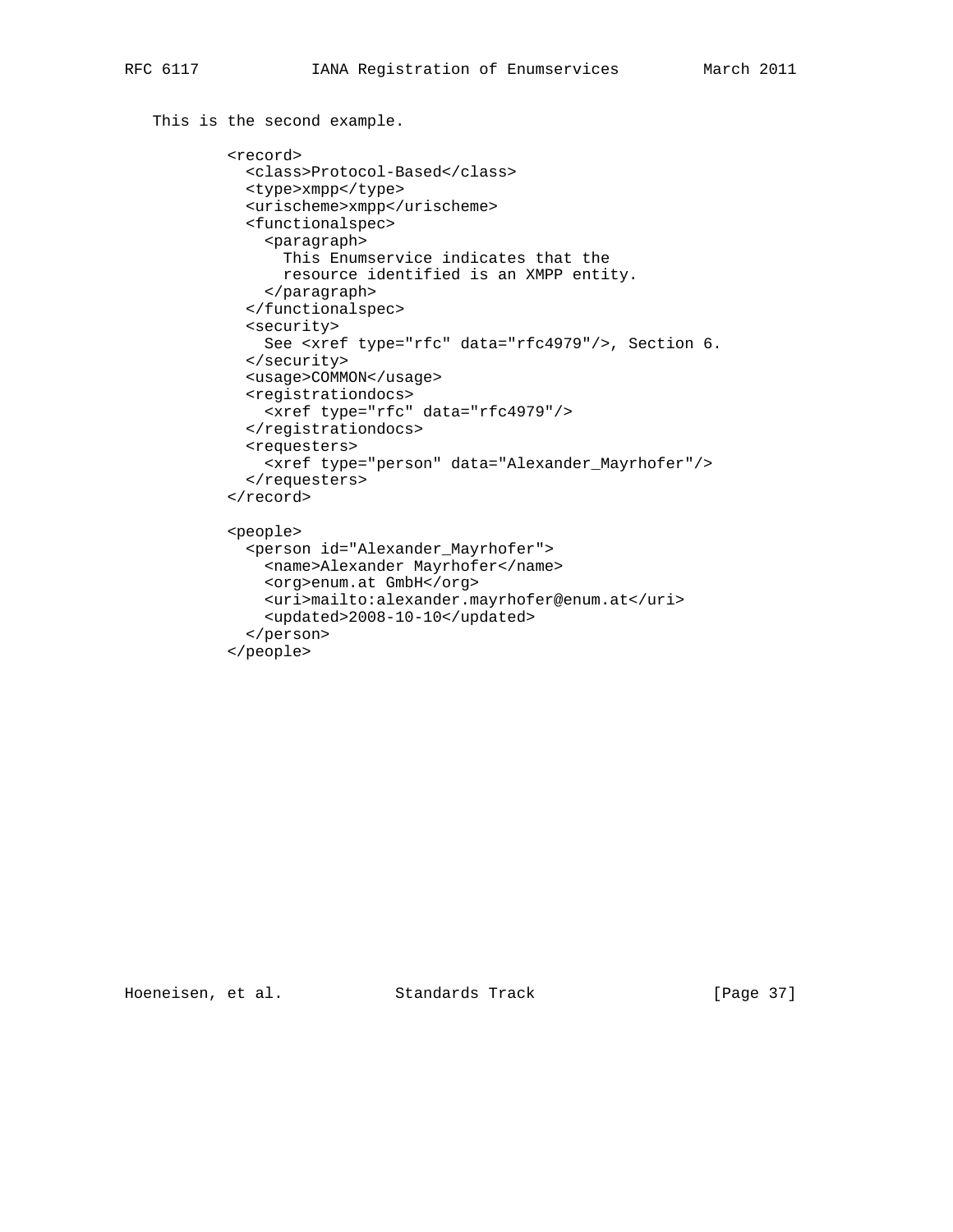This is the second example.

```
<record>
  <class>Protocol-Based</class>
  <type>xmpp</type>
  <urischeme>xmpp</urischeme>
  <functionalspec>
    <paragraph>
      This Enumservice indicates that the
      resource identified is an XMPP entity.
    </paragraph>
  </functionalspec>
  <security>
    See <xref type="rfc" data="rfc4979"/>, Section 6.
  </security>
  <usage>COMMON</usage>
  <registrationdocs>
    <xref type="rfc" data="rfc4979"/>
  </registrationdocs>
  <requesters>
    <xref type="person" data="Alexander_Mayrhofer"/>
  </requesters>
</record>

<people>
  <person id="Alexander_Mayrhofer">
    <name>Alexander Mayrhofer</name>
    <org>enum.at GmbH</org>
    <uri>mailto:alexander.mayrhofer@enum.at</uri>
    <updated>2008-10-10</updated>
  </person>
</people>
```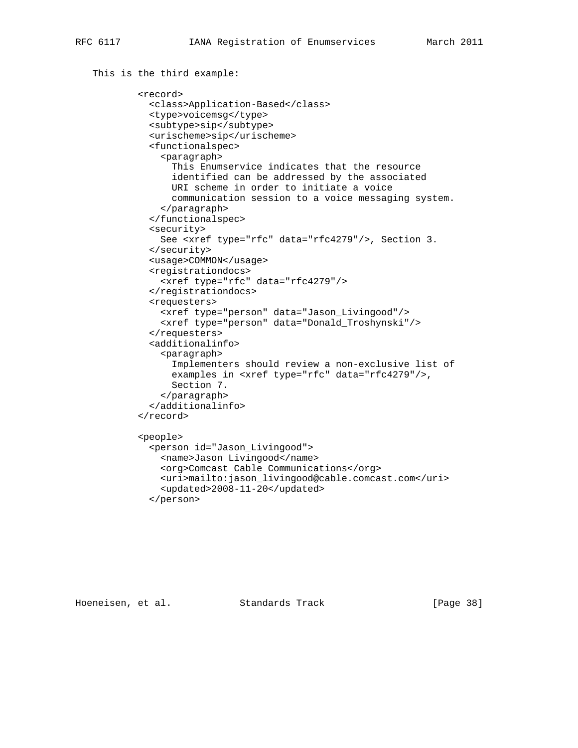This is the third example:

```
<record>
  <class>Application-Based</class>
  <type>voicemsg</type>
  <subtype>sip</subtype>
  <urischeme>sip</urischeme>
  <functionalspec>
    <paragraph>
      This Enumservice indicates that the resource
      identified can be addressed by the associated
      URI scheme in order to initiate a voice
      communication session to a voice messaging system.
    </paragraph>
  </functionalspec>
  <security>
    See <xref type="rfc" data="rfc4279"/>, Section 3.
  </security>
  <usage>COMMON</usage>
  <registrationdocs>
    <xref type="rfc" data="rfc4279"/>
  </registrationdocs>
  <requesters>
    <xref type="person" data="Jason_Livingood"/>
    <xref type="person" data="Donald_Troshynski"/>
  </requesters>
  <additionalinfo>
    <paragraph>
      Implementers should review a non-exclusive list of
      examples in <xref type="rfc" data="rfc4279"/>,
      Section 7.
    </paragraph>
  </additionalinfo>
</record>

<people>
  <person id="Jason_Livingood">
    <name>Jason Livingood</name>
    <org>Comcast Cable Communications</org>
    <uri>mailto:jason_livingood@cable.comcast.com</uri>
    <updated>2008-11-20</updated>
  </person>
```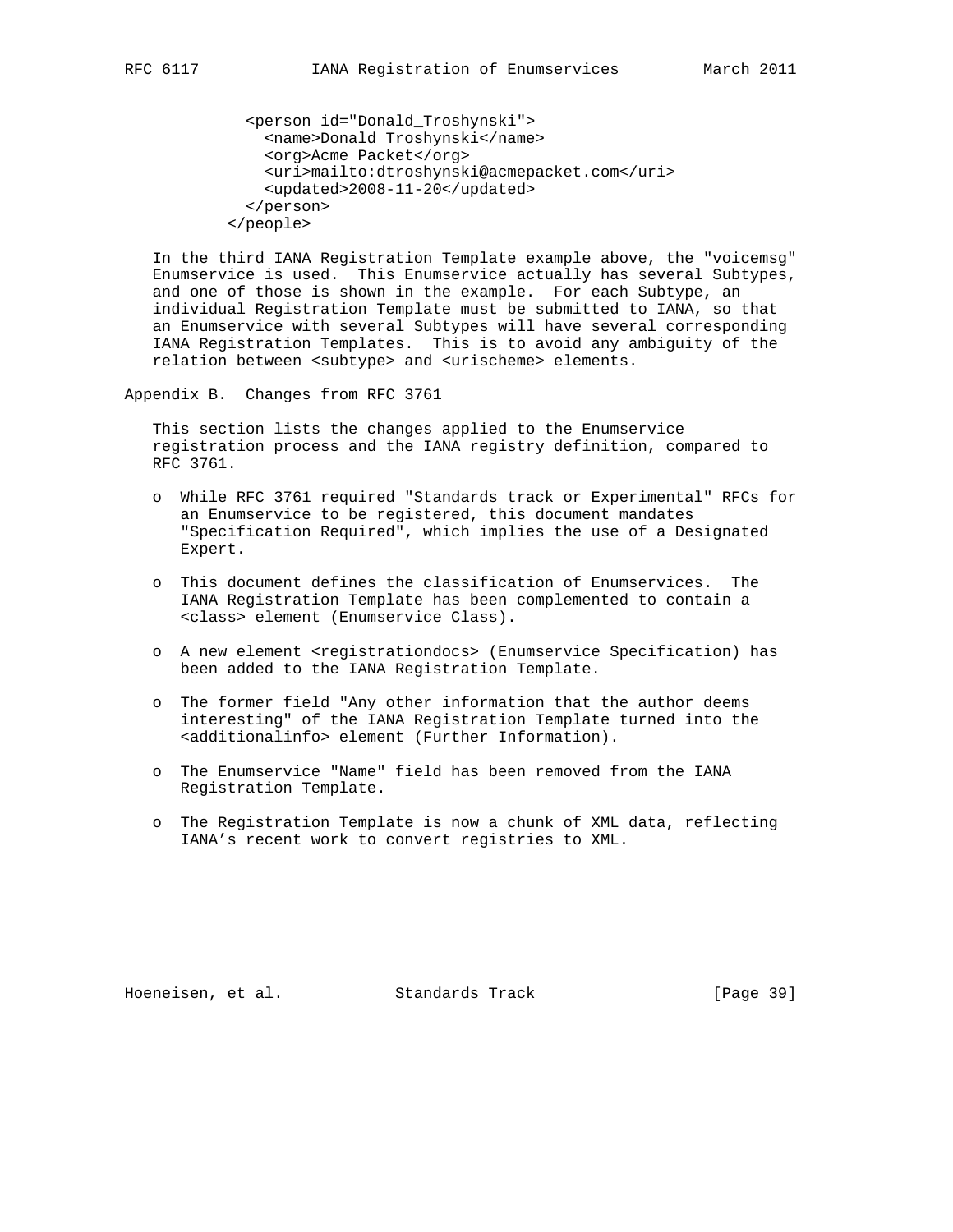```
    <person id="Donald_Troshynski">
      <name>Donald Troshynski</name>
      <org>Acme Packet</org>
      <uri>mailto:dtroshynski@acmepacket.com</uri>
      <updated>2008-11-20</updated>
    </person>
  </people>
```

In the third IANA Registration Template example above, the "voicemsg" Enumservice is used. This Enumservice actually has several Subtypes, and one of those is shown in the example. For each Subtype, an individual Registration Template must be submitted to IANA, so that an Enumservice with several Subtypes will have several corresponding IANA Registration Templates. This is to avoid any ambiguity of the relation between <subtype> and <urischeme> elements.

## Appendix B. Changes from RFC 3761

This section lists the changes applied to the Enumservice registration process and the IANA registry definition, compared to RFC 3761.

- While RFC 3761 required "Standards track or Experimental" RFCs for an Enumservice to be registered, this document mandates "Specification Required", which implies the use of a Designated Expert.
- This document defines the classification of Enumservices. The IANA Registration Template has been complemented to contain a <class> element (Enumservice Class).
- A new element <registrationdocs> (Enumservice Specification) has been added to the IANA Registration Template.
- The former field "Any other information that the author deems interesting" of the IANA Registration Template turned into the <additionalinfo> element (Further Information).
- The Enumservice "Name" field has been removed from the IANA Registration Template.
- The Registration Template is now a chunk of XML data, reflecting IANA's recent work to convert registries to XML.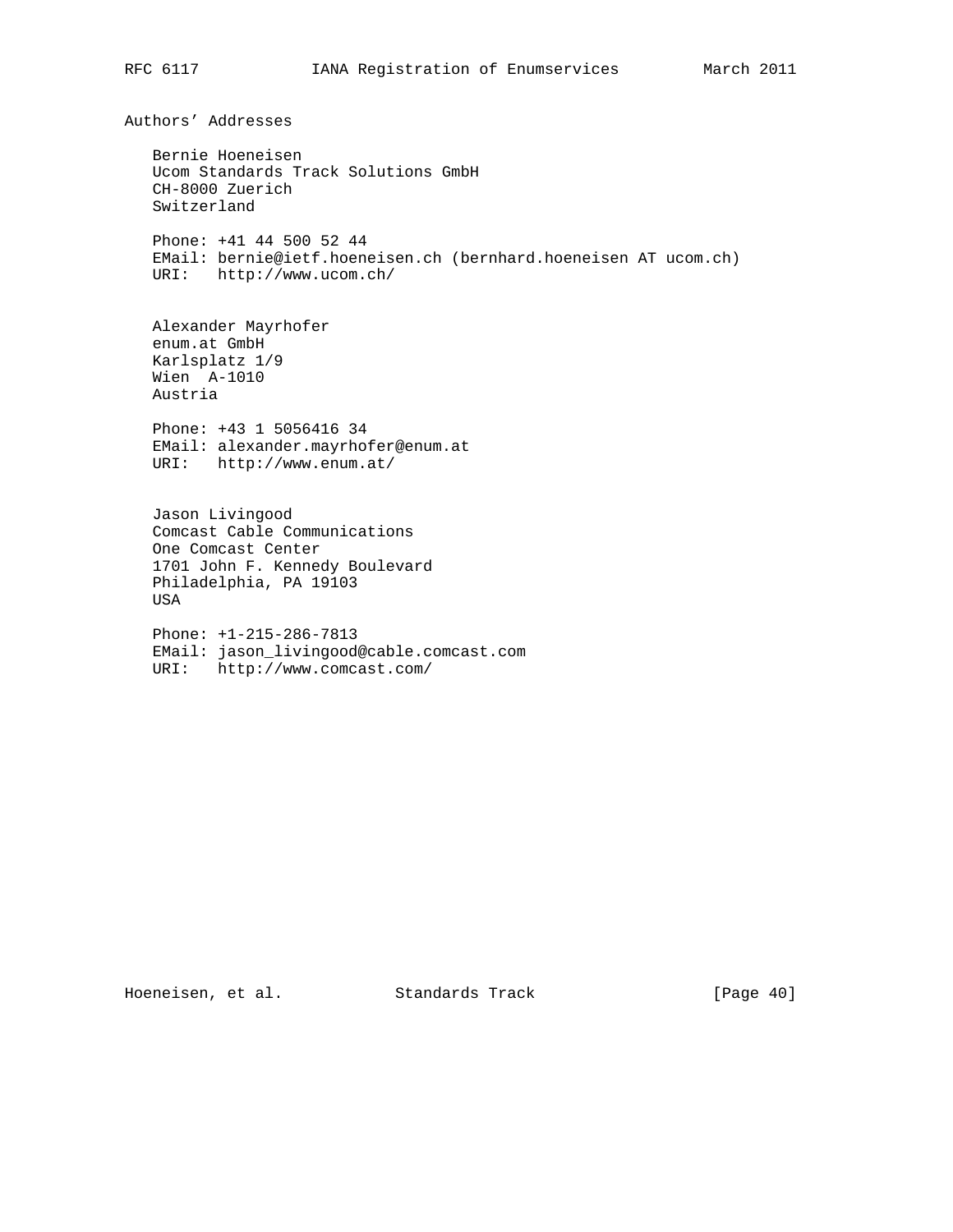## Authors' Addresses

Bernie Hoeneisen
Ucom Standards Track Solutions GmbH
CH-8000 Zuerich
Switzerland

Phone: +41 44 500 52 44
EMail: bernie@ietf.hoeneisen.ch (bernhard.hoeneisen AT ucom.ch)
URI: http://www.ucom.ch/

Alexander Mayrhofer
enum.at GmbH
Karlsplatz 1/9
Wien A-1010
Austria

Phone: +43 1 5056416 34
EMail: alexander.mayrhofer@enum.at
URI: http://www.enum.at/

Jason Livingood
Comcast Cable Communications
One Comcast Center
1701 John F. Kennedy Boulevard
Philadelphia, PA 19103
USA

Phone: +1-215-286-7813
EMail: jason_livingood@cable.comcast.com
URI: http://www.comcast.com/